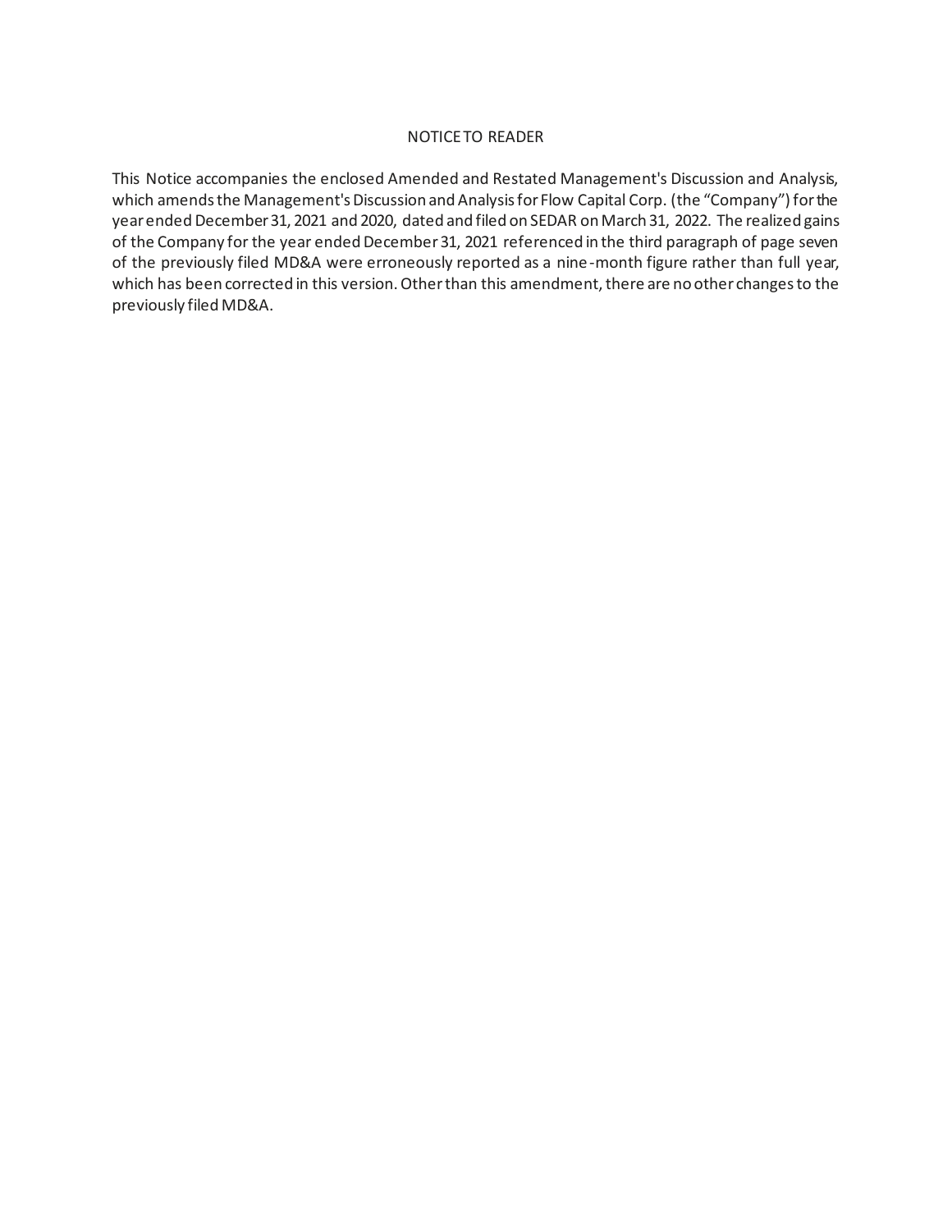# NOTICE TO READER

This Notice accompanies the enclosed Amended and Restated Management's Discussion and Analysis, which amends the Management's Discussion and Analysis for Flow Capital Corp. (the "Company") for the year ended December 31, 2021 and 2020, dated and filed on SEDAR on March 31, 2022. The realized gains of the Company for the year ended December 31, 2021 referenced in the third paragraph of page seven of the previously filed MD&A were erroneously reported as a nine-month figure rather than full year, which has been corrected in this version. Other than this amendment, there are no other changes to the previously filed MD&A.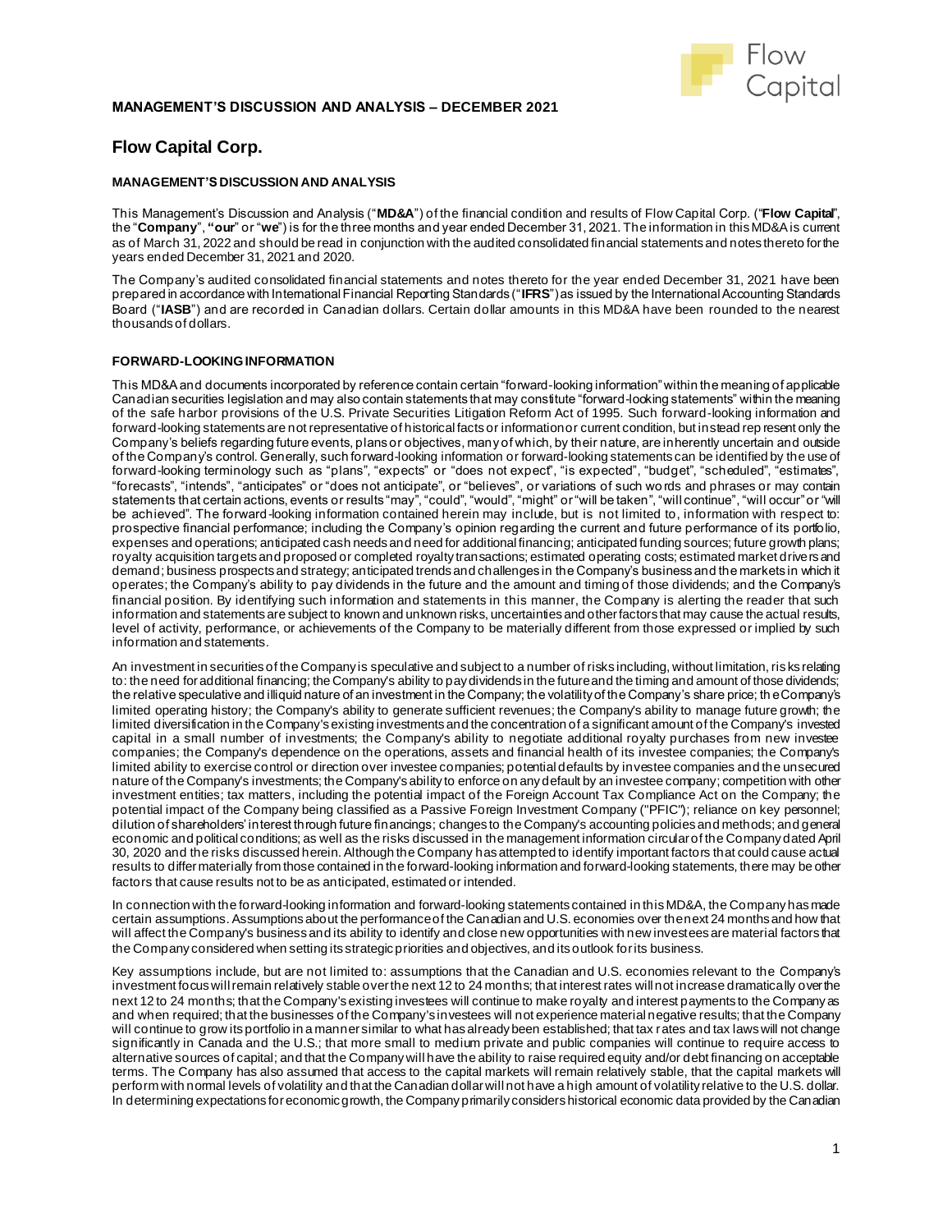**MANAGEMENT'S DISCUSSION AND ANALYSIS – DECEMBER 2021**

# Flow Capital Corp.

### MANAGEMENT'S DISCUSSION AND ANALYSIS

This Management's Discussion and Analysis ("**MD&A**") of the financial condition and results of Flow Capital Corp. ("**Flow Capital**", the "**Company**", **"our**" or "**we**") is for the three months and year ended December 31, 2021. The information in this MD&A is current as of March 31, 2022 and should be read in conjunction with the audited consolidated financial statements and notes thereto for the years ended December 31, 2021 and 2020.

The Company's audited consolidated financial statements and notes thereto for the year ended December 31, 2021 have been prepared in accordance with International Financial Reporting Standards ("**IFRS**") as issued by the International Accounting Standards Board ("**IASB**") and are recorded in Canadian dollars. Certain dollar amounts in this MD&A have been rounded to the nearest thousands of dollars.

### FORWARD-LOOKING INFORMATION

This MD&A and documents incorporated by reference contain certain "forward-looking information" within the meaning of applicable Canadian securities legislation and may also contain statements that may constitute "forward-looking statements" within the meaning of the safe harbor provisions of the U.S. Private Securities Litigation Reform Act of 1995. Such forward-looking information and forward-looking statements are not representative of historical facts or information or current condition, but instead represent only the Company's beliefs regarding future events, plans or objectives, many of which, by their nature, are inherently uncertain and outside of the Company's control. Generally, such forward-looking information or forward-looking statements can be identified by the use of forward-looking terminology such as "plans", "expects" or "does not expect", "is expected", "budget", "scheduled", "estimates", "forecasts", "intends", "anticipates" or "does not anticipate", or "believes", or variations of such words and phrases or may contain statements that certain actions, events or results "may", "could", "would", "might" or "will be taken", "will continue", "will occur" or "will be achieved". The forward-looking information contained herein may include, but is not limited to, information with respect to: prospective financial performance; including the Company's opinion regarding the current and future performance of its portfolio, expenses and operations; anticipated cash needs and need for additional financing; anticipated funding sources; future growth plans; royalty acquisition targets and proposed or completed royalty transactions; estimated operating costs; estimated market drivers and demand; business prospects and strategy; anticipated trends and challenges in the Company's business and the markets in which it operates; the Company's ability to pay dividends in the future and the amount and timing of those dividends; and the Company's financial position. By identifying such information and statements in this manner, the Company is alerting the reader that such information and statements are subject to known and unknown risks, uncertainties and other factors that may cause the actual results, level of activity, performance, or achievements of the Company to be materially different from those expressed or implied by such information and statements.

An investment in securities of the Company is speculative and subject to a number of risks including, without limitation, risks relating to: the need for additional financing; the Company's ability to pay dividends in the future and the timing and amount of those dividends; the relative speculative and illiquid nature of an investment in the Company; the volatility of the Company's share price; the Company's limited operating history; the Company's ability to generate sufficient revenues; the Company's ability to manage future growth; the limited diversification in the Company's existing investments and the concentration of a significant amount of the Company's invested capital in a small number of investments; the Company's ability to negotiate additional royalty purchases from new investee companies; the Company's dependence on the operations, assets and financial health of its investee companies; the Company's limited ability to exercise control or direction over investee companies; potential defaults by investee companies and the unsecured nature of the Company's investments; the Company's ability to enforce on any default by an investee company; competition with other investment entities; tax matters, including the potential impact of the Foreign Account Tax Compliance Act on the Company; the potential impact of the Company being classified as a Passive Foreign Investment Company ("PFIC"); reliance on key personnel; dilution of shareholders' interest through future financings; changes to the Company's accounting policies and methods; and general economic and political conditions; as well as the risks discussed in the management information circular of the Company dated April 30, 2020 and the risks discussed herein. Although the Company has attempted to identify important factors that could cause actual results to differ materially from those contained in the forward-looking information and forward-looking statements, there may be other factors that cause results not to be as anticipated, estimated or intended.

In connection with the forward-looking information and forward-looking statements contained in this MD&A, the Company has made certain assumptions. Assumptions about the performance of the Canadian and U.S. economies over the next 24 months and how that will affect the Company's business and its ability to identify and close new opportunities with new investees are material factors that the Company considered when setting its strategic priorities and objectives, and its outlook for its business.

Key assumptions include, but are not limited to: assumptions that the Canadian and U.S. economies relevant to the Company's investment focus will remain relatively stable over the next 12 to 24 months; that interest rates will not increase dramatically over the next 12 to 24 months; that the Company's existing investees will continue to make royalty and interest payments to the Company as and when required; that the businesses of the Company's investees will not experience material negative results; that the Company will continue to grow its portfolio in a manner similar to what has already been established; that tax rates and tax laws will not change significantly in Canada and the U.S.; that more small to medium private and public companies will continue to require access to alternative sources of capital; and that the Company will have the ability to raise required equity and/or debt financing on acceptable terms. The Company has also assumed that access to the capital markets will remain relatively stable, that the capital markets will perform with normal levels of volatility and that the Canadian dollar will not have a high amount of volatility relative to the U.S. dollar. In determining expectations for economic growth, the Company primarily considers historical economic data provided by the Canadian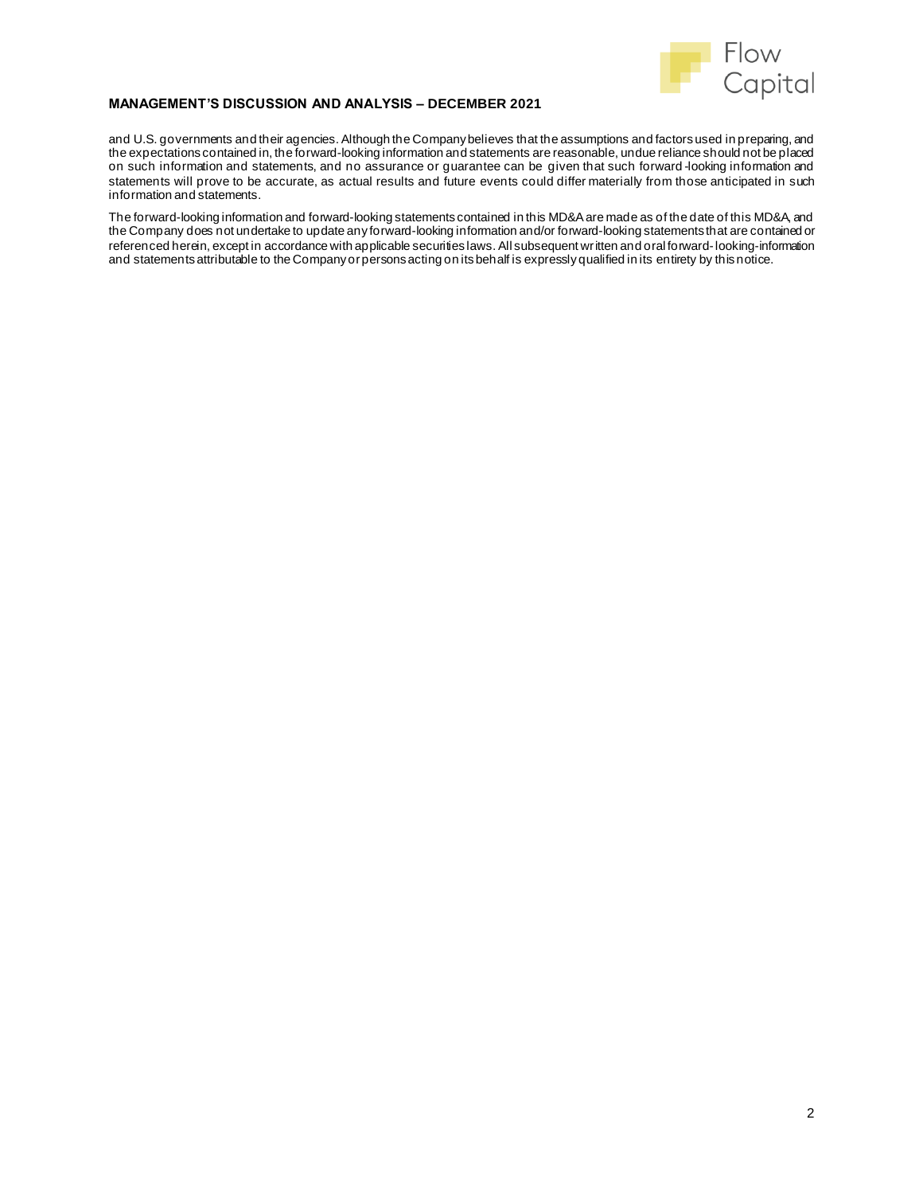and U.S. governments and their agencies. Although the Company believes that the assumptions and factors used in preparing, and the expectations contained in, the forward-looking information and statements are reasonable, undue reliance should not be placed on such information and statements, and no assurance or guarantee can be given that such forward-looking information and statements will prove to be accurate, as actual results and future events could differ materially from those anticipated in such information and statements.

The forward-looking information and forward-looking statements contained in this MD&A are made as of the date of this MD&A, and the Company does not undertake to update any forward-looking information and/or forward-looking statements that are contained or referenced herein, except in accordance with applicable securities laws. All subsequent written and oral forward-looking-information and statements attributable to the Company or persons acting on its behalf is expressly qualified in its entirety by this notice.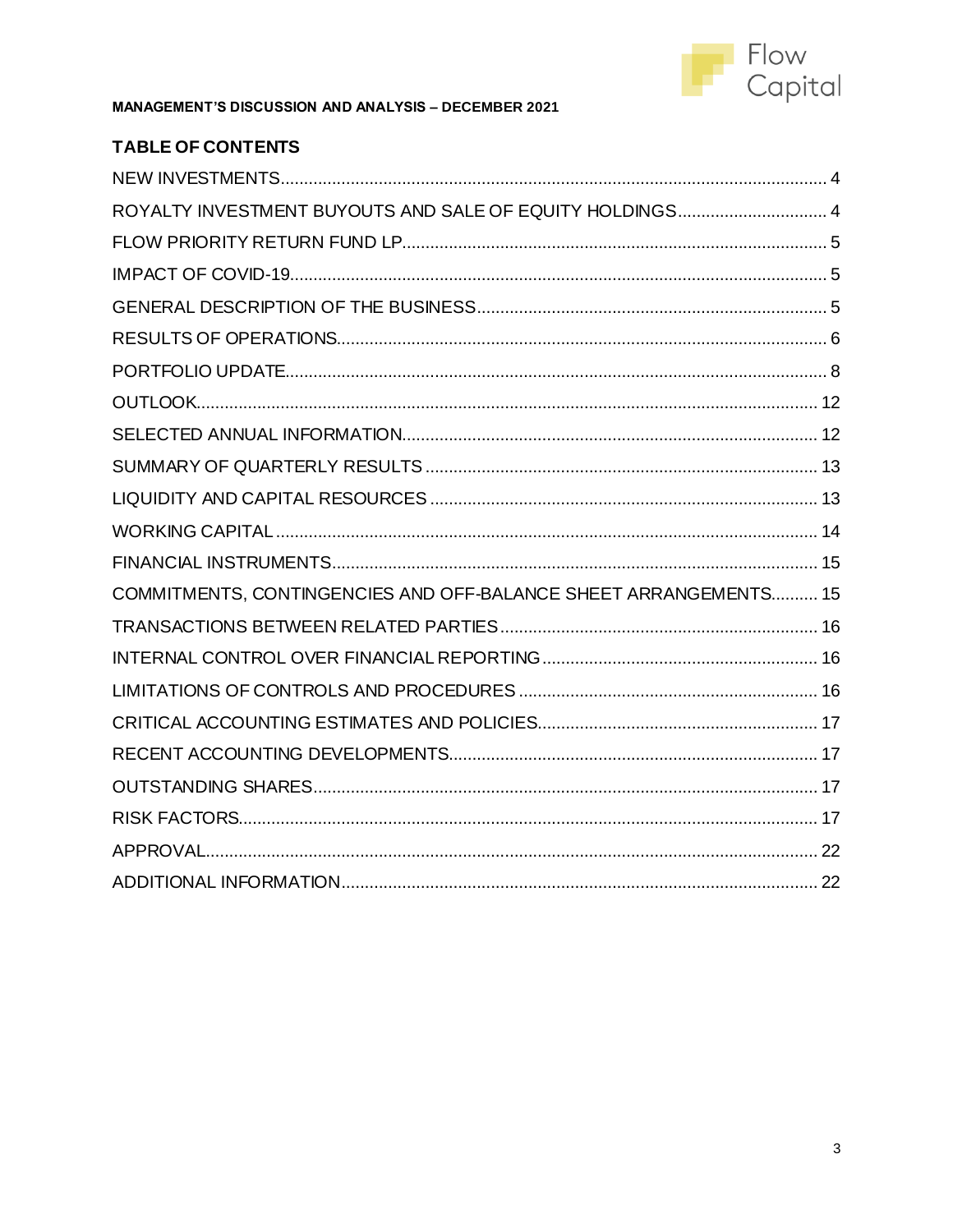**MANAGEMENT'S DISCUSSION AND ANALYSIS – DECEMBER 2021**

## TABLE OF CONTENTS

| | |
|---|---|
| NEW INVESTMENTS | 4 |
| ROYALTY INVESTMENT BUYOUTS AND SALE OF EQUITY HOLDINGS | 4 |
| FLOW PRIORITY RETURN FUND LP | 5 |
| IMPACT OF COVID-19 | 5 |
| GENERAL DESCRIPTION OF THE BUSINESS | 5 |
| RESULTS OF OPERATIONS | 6 |
| PORTFOLIO UPDATE | 8 |
| OUTLOOK | 12 |
| SELECTED ANNUAL INFORMATION | 12 |
| SUMMARY OF QUARTERLY RESULTS | 13 |
| LIQUIDITY AND CAPITAL RESOURCES | 13 |
| WORKING CAPITAL | 14 |
| FINANCIAL INSTRUMENTS | 15 |
| COMMITMENTS, CONTINGENCIES AND OFF-BALANCE SHEET ARRANGEMENTS | 15 |
| TRANSACTIONS BETWEEN RELATED PARTIES | 16 |
| INTERNAL CONTROL OVER FINANCIAL REPORTING | 16 |
| LIMITATIONS OF CONTROLS AND PROCEDURES | 16 |
| CRITICAL ACCOUNTING ESTIMATES AND POLICIES | 17 |
| RECENT ACCOUNTING DEVELOPMENTS | 17 |
| OUTSTANDING SHARES | 17 |
| RISK FACTORS | 17 |
| APPROVAL | 22 |
| ADDITIONAL INFORMATION | 22 |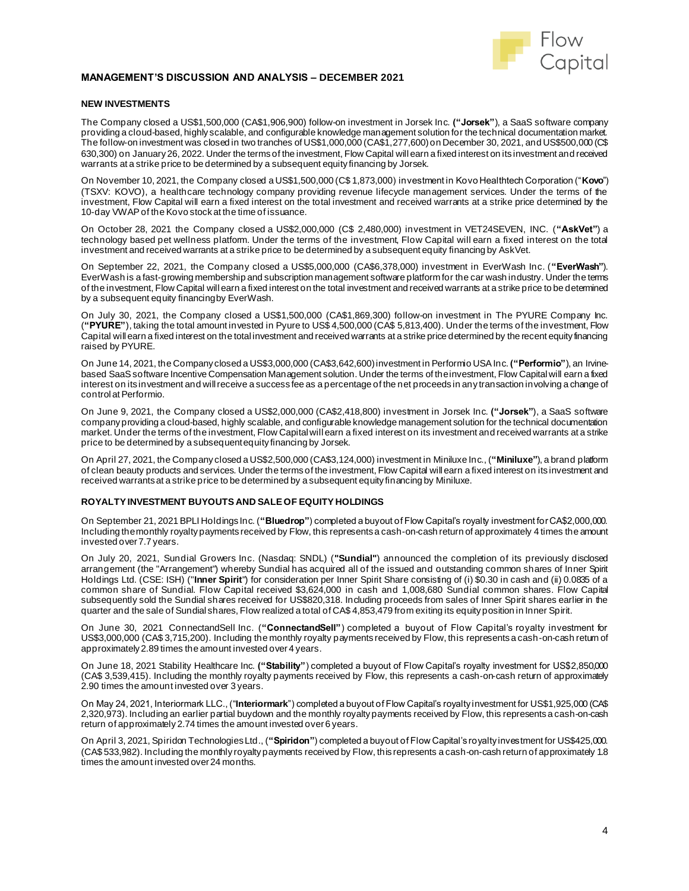**MANAGEMENT'S DISCUSSION AND ANALYSIS – DECEMBER 2021**

**NEW INVESTMENTS**

The Company closed a US$1,500,000 (CA$1,906,900) follow-on investment in Jorsek Inc. **("Jorsek")**, a SaaS software company providing a cloud-based, highly scalable, and configurable knowledge management solution for the technical documentation market. The follow-on investment was closed in two tranches of US$1,000,000 (CA$1,277,600) on December 30, 2021, and US$500,000 (C$ 630,300) on January 26, 2022. Under the terms of the investment, Flow Capital will earn a fixed interest on its investment and received warrants at a strike price to be determined by a subsequent equity financing by Jorsek.

On November 10, 2021, the Company closed a US$1,500,000 (C$ 1,873,000) investment in Kovo Healthtech Corporation ("**Kovo**") (TSXV: KOVO), a healthcare technology company providing revenue lifecycle management services. Under the terms of the investment, Flow Capital will earn a fixed interest on the total investment and received warrants at a strike price determined by the 10-day VWAP of the Kovo stock at the time of issuance.

On October 28, 2021 the Company closed a US$2,000,000 (C$ 2,480,000) investment in VET24SEVEN, INC. (**"AskVet"**) a technology based pet wellness platform. Under the terms of the investment, Flow Capital will earn a fixed interest on the total investment and received warrants at a strike price to be determined by a subsequent equity financing by AskVet.

On September 22, 2021, the Company closed a US$5,000,000 (CA$6,378,000) investment in EverWash Inc. (**"EverWash"**). EverWash is a fast-growing membership and subscription management software platform for the car wash industry. Under the terms of the investment, Flow Capital will earn a fixed interest on the total investment and received warrants at a strike price to be determined by a subsequent equity financing by EverWash.

On July 30, 2021, the Company closed a US$1,500,000 (CA$1,869,300) follow-on investment in The PYURE Company Inc. (**"PYURE"**), taking the total amount invested in Pyure to US$ 4,500,000 (CA$ 5,813,400). Under the terms of the investment, Flow Capital will earn a fixed interest on the total investment and received warrants at a strike price determined by the recent equity financing raised by PYURE.

On June 14, 2021, the Company closed a US$3,000,000 (CA$3,642,600) investment in Performio USA Inc. **("Performio")**, an Irvine-based SaaS software Incentive Compensation Management solution. Under the terms of the investment, Flow Capital will earn a fixed interest on its investment and will receive a success fee as a percentage of the net proceeds in any transaction involving a change of control at Performio.

On June 9, 2021, the Company closed a US$2,000,000 (CA$2,418,800) investment in Jorsek Inc. **("Jorsek")**, a SaaS software company providing a cloud-based, highly scalable, and configurable knowledge management solution for the technical documentation market. Under the terms of the investment, Flow Capital will earn a fixed interest on its investment and received warrants at a strike price to be determined by a subsequent equity financing by Jorsek.

On April 27, 2021, the Company closed a US$2,500,000 (CA$3,124,000) investment in Miniluxe Inc., (**"Miniluxe"**), a brand platform of clean beauty products and services. Under the terms of the investment, Flow Capital will earn a fixed interest on its investment and received warrants at a strike price to be determined by a subsequent equity financing by Miniluxe.

**ROYALTY INVESTMENT BUYOUTS AND SALE OF EQUITY HOLDINGS**

On September 21, 2021 BPLI Holdings Inc. (**"Bluedrop"**) completed a buyout of Flow Capital's royalty investment for CA$2,000,000. Including the monthly royalty payments received by Flow, this represents a cash-on-cash return of approximately 4 times the amount invested over 7.7 years.

On July 20, 2021, Sundial Growers Inc. (Nasdaq: SNDL) (**"Sundial"**) announced the completion of its previously disclosed arrangement (the "Arrangement") whereby Sundial has acquired all of the issued and outstanding common shares of Inner Spirit Holdings Ltd. (CSE: ISH) ("**Inner Spirit**") for consideration per Inner Spirit Share consisting of (i) $0.30 in cash and (ii) 0.0835 of a common share of Sundial. Flow Capital received $3,624,000 in cash and 1,008,680 Sundial common shares. Flow Capital subsequently sold the Sundial shares received for US$820,318. Including proceeds from sales of Inner Spirit shares earlier in the quarter and the sale of Sundial shares, Flow realized a total of CA$ 4,853,479 from exiting its equity position in Inner Spirit.

On June 30, 2021 ConnectandSell Inc. (**"ConnectandSell"**) completed a buyout of Flow Capital's royalty investment for US$3,000,000 (CA$ 3,715,200). Including the monthly royalty payments received by Flow, this represents a cash-on-cash return of approximately 2.89 times the amount invested over 4 years.

On June 18, 2021 Stability Healthcare Inc. (**"Stability"**) completed a buyout of Flow Capital's royalty investment for US$2,850,000 (CA$ 3,539,415). Including the monthly royalty payments received by Flow, this represents a cash-on-cash return of approximately 2.90 times the amount invested over 3 years.

On May 24, 2021, Interiormark LLC., ("**Interiormark**") completed a buyout of Flow Capital's royalty investment for US$1,925,000 (CA$ 2,320,973). Including an earlier partial buydown and the monthly royalty payments received by Flow, this represents a cash-on-cash return of approximately 2.74 times the amount invested over 6 years.

On April 3, 2021, Spiridon Technologies Ltd., (**"Spiridon"**) completed a buyout of Flow Capital's royalty investment for US$425,000. (CA$ 533,982). Including the monthly royalty payments received by Flow, this represents a cash-on-cash return of approximately 1.8 times the amount invested over 24 months.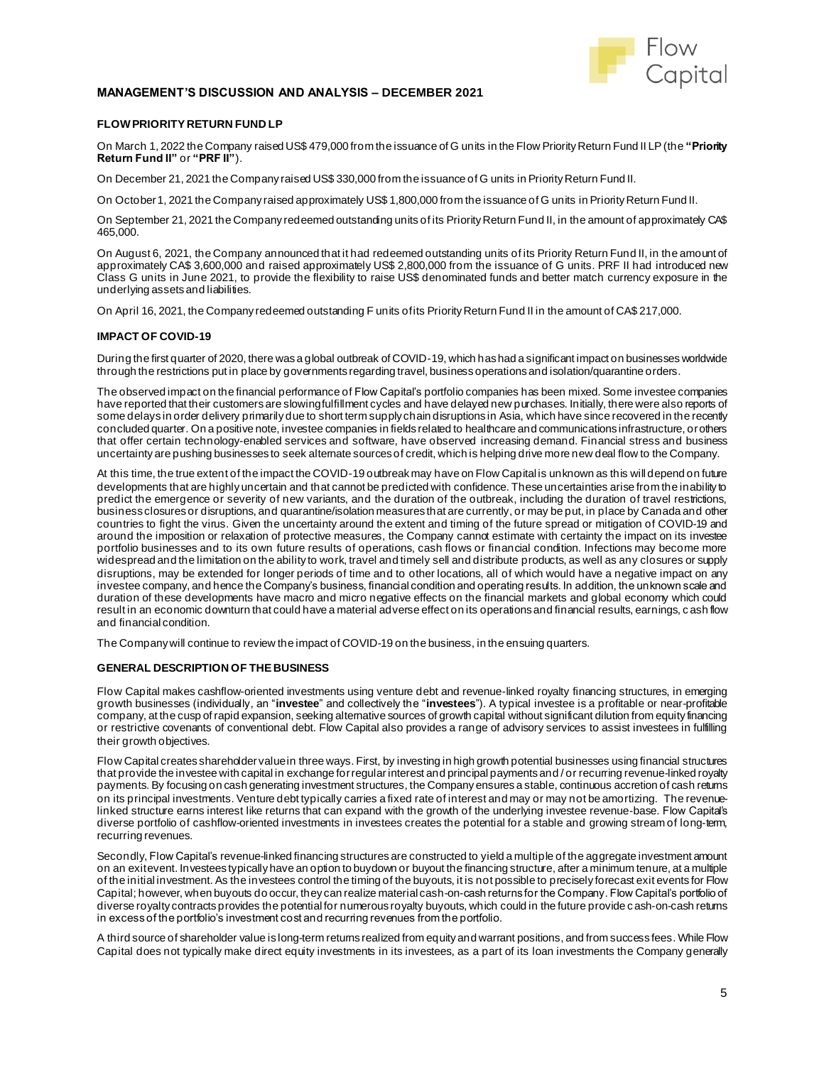### FLOW PRIORITY RETURN FUND LP

On March 1, 2022 the Company raised US$ 479,000 from the issuance of G units in the Flow Priority Return Fund II LP (the **"Priority Return Fund II"** or **"PRF II"**).

On December 21, 2021 the Company raised US$ 330,000 from the issuance of G units in Priority Return Fund II.

On October 1, 2021 the Company raised approximately US$ 1,800,000 from the issuance of G units in Priority Return Fund II.

On September 21, 2021 the Company redeemed outstanding units of its Priority Return Fund II, in the amount of approximately CA$ 465,000.

On August 6, 2021, the Company announced that it had redeemed outstanding units of its Priority Return Fund II, in the amount of approximately CA$ 3,600,000 and raised approximately US$ 2,800,000 from the issuance of G units. PRF II had introduced new Class G units in June 2021, to provide the flexibility to raise US$ denominated funds and better match currency exposure in the underlying assets and liabilities.

On April 16, 2021, the Company redeemed outstanding F units of its Priority Return Fund II in the amount of CA$ 217,000.

### IMPACT OF COVID-19

During the first quarter of 2020, there was a global outbreak of COVID-19, which has had a significant impact on businesses worldwide through the restrictions put in place by governments regarding travel, business operations and isolation/quarantine orders.

The observed impact on the financial performance of Flow Capital's portfolio companies has been mixed. Some investee companies have reported that their customers are slowing fulfillment cycles and have delayed new purchases. Initially, there were also reports of some delays in order delivery primarily due to short term supply chain disruptions in Asia, which have since recovered in the recently concluded quarter. On a positive note, investee companies in fields related to healthcare and communications infrastructure, or others that offer certain technology-enabled services and software, have observed increasing demand. Financial stress and business uncertainty are pushing businesses to seek alternate sources of credit, which is helping drive more new deal flow to the Company.

At this time, the true extent of the impact the COVID-19 outbreak may have on Flow Capital is unknown as this will depend on future developments that are highly uncertain and that cannot be predicted with confidence. These uncertainties arise from the inability to predict the emergence or severity of new variants, and the duration of the outbreak, including the duration of travel restrictions, business closures or disruptions, and quarantine/isolation measures that are currently, or may be put, in place by Canada and other countries to fight the virus. Given the uncertainty around the extent and timing of the future spread or mitigation of COVID-19 and around the imposition or relaxation of protective measures, the Company cannot estimate with certainty the impact on its investee portfolio businesses and to its own future results of operations, cash flows or financial condition. Infections may become more widespread and the limitation on the ability to work, travel and timely sell and distribute products, as well as any closures or supply disruptions, may be extended for longer periods of time and to other locations, all of which would have a negative impact on any investee company, and hence the Company's business, financial condition and operating results. In addition, the unknown scale and duration of these developments have macro and micro negative effects on the financial markets and global economy which could result in an economic downturn that could have a material adverse effect on its operations and financial results, earnings, cash flow and financial condition.

The Company will continue to review the impact of COVID-19 on the business, in the ensuing quarters.

### GENERAL DESCRIPTION OF THE BUSINESS

Flow Capital makes cashflow-oriented investments using venture debt and revenue-linked royalty financing structures, in emerging growth businesses (individually, an "**investee**" and collectively the "**investees**"). A typical investee is a profitable or near-profitable company, at the cusp of rapid expansion, seeking alternative sources of growth capital without significant dilution from equity financing or restrictive covenants of conventional debt. Flow Capital also provides a range of advisory services to assist investees in fulfilling their growth objectives.

Flow Capital creates shareholder value in three ways. First, by investing in high growth potential businesses using financial structures that provide the investee with capital in exchange for regular interest and principal payments and / or recurring revenue-linked royalty payments. By focusing on cash generating investment structures, the Company ensures a stable, continuous accretion of cash returns on its principal investments. Venture debt typically carries a fixed rate of interest and may or may not be amortizing. The revenue-linked structure earns interest like returns that can expand with the growth of the underlying investee revenue-base. Flow Capital's diverse portfolio of cashflow-oriented investments in investees creates the potential for a stable and growing stream of long-term, recurring revenues.

Secondly, Flow Capital's revenue-linked financing structures are constructed to yield a multiple of the aggregate investment amount on an exit event. Investees typically have an option to buydown or buyout the financing structure, after a minimum tenure, at a multiple of the initial investment. As the investees control the timing of the buyouts, it is not possible to precisely forecast exit events for Flow Capital; however, when buyouts do occur, they can realize material cash-on-cash returns for the Company. Flow Capital's portfolio of diverse royalty contracts provides the potential for numerous royalty buyouts, which could in the future provide cash-on-cash returns in excess of the portfolio's investment cost and recurring revenues from the portfolio.

A third source of shareholder value is long-term returns realized from equity and warrant positions, and from success fees. While Flow Capital does not typically make direct equity investments in its investees, as a part of its loan investments the Company generally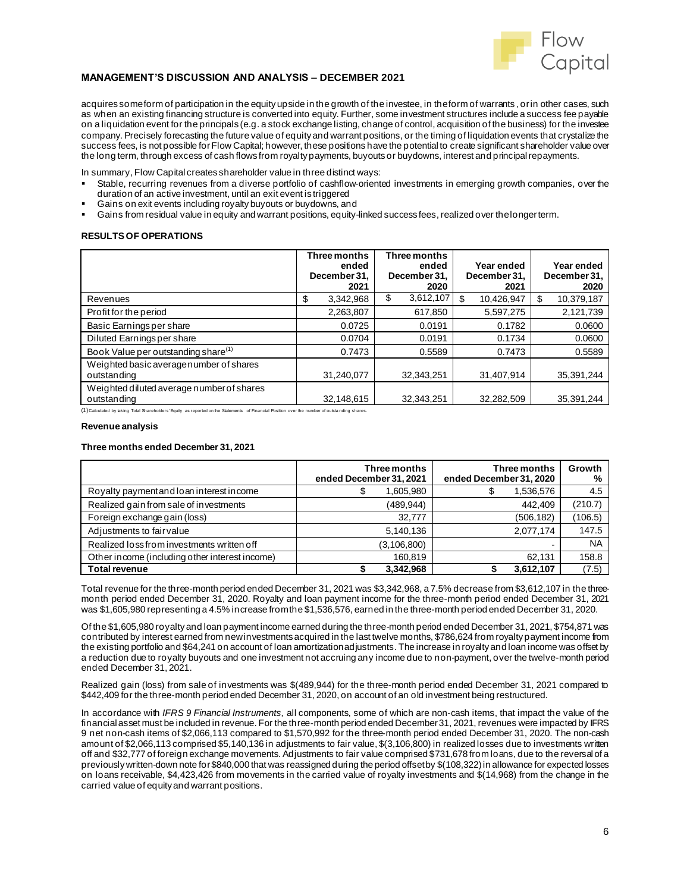## MANAGEMENT'S DISCUSSION AND ANALYSIS – DECEMBER 2021

acquires some form of participation in the equity upside in the growth of the investee, in the form of warrants, or in other cases, such as when an existing financing structure is converted into equity. Further, some investment structures include a success fee payable on a liquidation event for the principals (e.g. a stock exchange listing, change of control, acquisition of the business) for the investee company. Precisely forecasting the future value of equity and warrant positions, or the timing of liquidation events that crystalize the success fees, is not possible for Flow Capital; however, these positions have the potential to create significant shareholder value over the long term, through excess of cash flows from royalty payments, buyouts or buydowns, interest and principal repayments.

In summary, Flow Capital creates shareholder value in three distinct ways:

- Stable, recurring revenues from a diverse portfolio of cashflow-oriented investments in emerging growth companies, over the duration of an active investment, until an exit event is triggered
- Gains on exit events including royalty buyouts or buydowns, and
- Gains from residual value in equity and warrant positions, equity-linked success fees, realized over the longer term.

### RESULTS OF OPERATIONS

| | Three months ended December 31, 2021 | Three months ended December 31, 2020 | Year ended December 31, 2021 | Year ended December 31, 2020 |
|---|---|---|---|---|
| Revenues | $ 3,342,968 | $ 3,612,107 | $ 10,426,947 | $ 10,379,187 |
| Profit for the period | 2,263,807 | 617,850 | 5,597,275 | 2,121,739 |
| Basic Earnings per share | 0.0725 | 0.0191 | 0.1782 | 0.0600 |
| Diluted Earnings per share | 0.0704 | 0.0191 | 0.1734 | 0.0600 |
| Book Value per outstanding share(1) | 0.7473 | 0.5589 | 0.7473 | 0.5589 |
| Weighted basic average number of shares outstanding | 31,240,077 | 32,343,251 | 31,407,914 | 35,391,244 |
| Weighted diluted average number of shares outstanding | 32,148,615 | 32,343,251 | 32,282,509 | 35,391,244 |

(1) Calculated by taking Total Shareholders' Equity as reported on the Statements of Financial Position over the number of outstanding shares.

#### Revenue analysis

#### Three months ended December 31, 2021

| | Three months ended December 31, 2021 | Three months ended December 31, 2020 | Growth % |
|---|---|---|---|
| Royalty payment and loan interest income | $ 1,605,980 | $ 1,536,576 | 4.5 |
| Realized gain from sale of investments | (489,944) | 442,409 | (210.7) |
| Foreign exchange gain (loss) | 32,777 | (506,182) | (106.5) |
| Adjustments to fair value | 5,140,136 | 2,077,174 | 147.5 |
| Realized loss from investments written off | (3,106,800) | - | NA |
| Other income (including other interest income) | 160,819 | 62,131 | 158.8 |
| **Total revenue** | **$ 3,342,968** | **$ 3,612,107** | (7.5) |

Total revenue for the three-month period ended December 31, 2021 was $3,342,968, a 7.5% decrease from $3,612,107 in the three-month period ended December 31, 2020. Royalty and loan payment income for the three-month period ended December 31, 2021 was $1,605,980 representing a 4.5% increase from the $1,536,576, earned in the three-month period ended December 31, 2020.

Of the $1,605,980 royalty and loan payment income earned during the three-month period ended December 31, 2021, $754,871 was contributed by interest earned from new investments acquired in the last twelve months, $786,624 from royalty payment income from the existing portfolio and $64,241 on account of loan amortization adjustments. The increase in royalty and loan income was offset by a reduction due to royalty buyouts and one investment not accruing any income due to non-payment, over the twelve-month period ended December 31, 2021.

Realized gain (loss) from sale of investments was $(489,944) for the three-month period ended December 31, 2021 compared to $442,409 for the three-month period ended December 31, 2020, on account of an old investment being restructured.

In accordance with *IFRS 9 Financial Instruments,* all components, some of which are non-cash items, that impact the value of the financial asset must be included in revenue. For the three-month period ended December 31, 2021, revenues were impacted by IFRS 9 net non-cash items of $2,066,113 compared to $1,570,992 for the three-month period ended December 31, 2020. The non-cash amount of $2,066,113 comprised $5,140,136 in adjustments to fair value, $(3,106,800) in realized losses due to investments written off and $32,777 of foreign exchange movements. Adjustments to fair value comprised $731,678 from loans, due to the reversal of a previously written-down note for $840,000 that was reassigned during the period offset by $(108,322) in allowance for expected losses on loans receivable, $4,423,426 from movements in the carried value of royalty investments and $(14,968) from the change in the carried value of equity and warrant positions.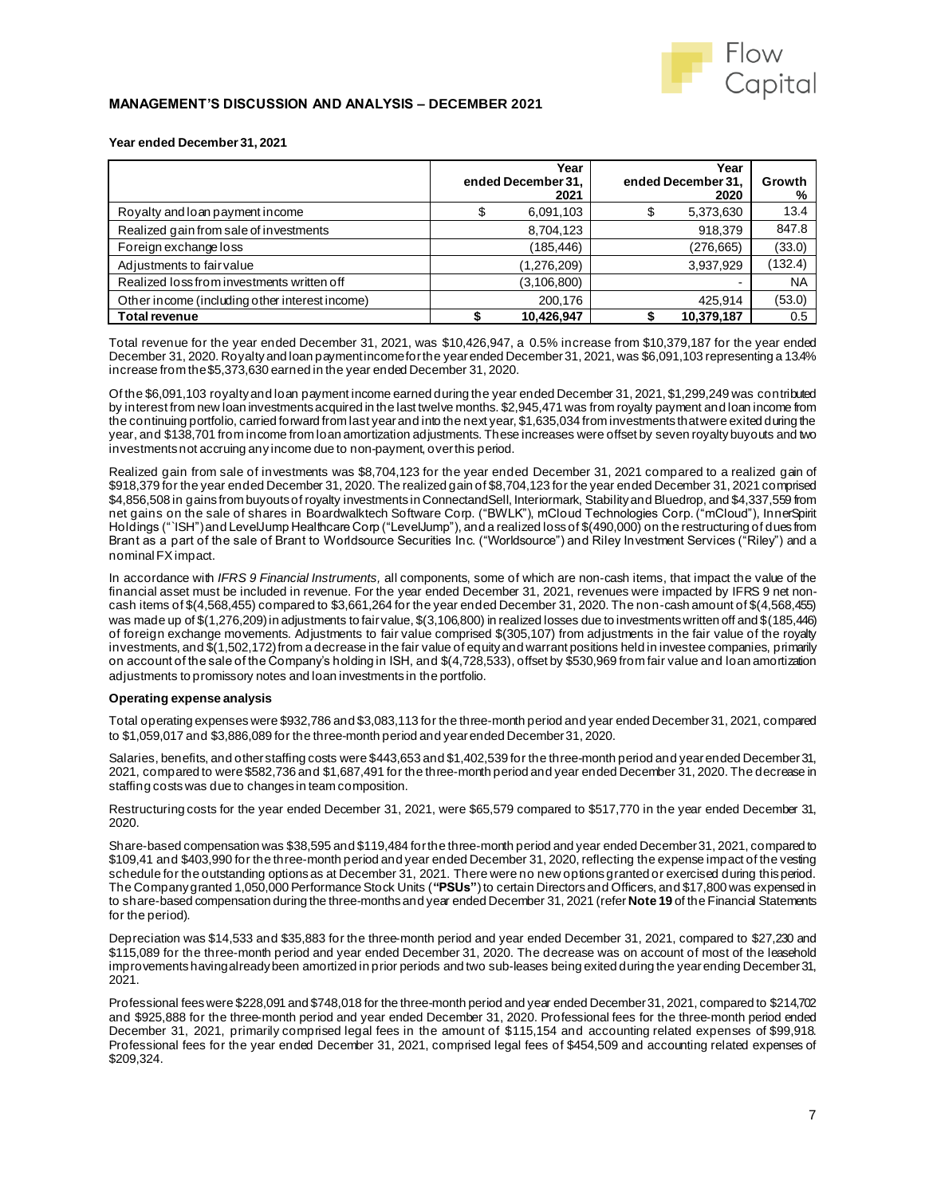**MANAGEMENT'S DISCUSSION AND ANALYSIS – DECEMBER 2021**

**Year ended December 31, 2021**

| | Year ended December 31, 2021 | Year ended December 31, 2020 | Growth % |
|---|---|---|---|
| Royalty and loan payment income | $ 6,091,103 | $ 5,373,630 | 13.4 |
| Realized gain from sale of investments | 8,704,123 | 918,379 | 847.8 |
| Foreign exchange loss | (185,446) | (276,665) | (33.0) |
| Adjustments to fair value | (1,276,209) | 3,937,929 | (132.4) |
| Realized loss from investments written off | (3,106,800) | - | NA |
| Other income (including other interest income) | 200,176 | 425,914 | (53.0) |
| **Total revenue** | **$ 10,426,947** | **$ 10,379,187** | 0.5 |

Total revenue for the year ended December 31, 2021, was $10,426,947, a 0.5% increase from $10,379,187 for the year ended December 31, 2020. Royalty and loan payment income for the year ended December 31, 2021, was $6,091,103 representing a 13.4% increase from the $5,373,630 earned in the year ended December 31, 2020.

Of the $6,091,103 royalty and loan payment income earned during the year ended December 31, 2021, $1,299,249 was contributed by interest from new loan investments acquired in the last twelve months. $2,945,471 was from royalty payment and loan income from the continuing portfolio, carried forward from last year and into the next year, $1,635,034 from investments that were exited during the year, and $138,701 from income from loan amortization adjustments. These increases were offset by seven royalty buyouts and two investments not accruing any income due to non-payment, over this period.

Realized gain from sale of investments was $8,704,123 for the year ended December 31, 2021 compared to a realized gain of $918,379 for the year ended December 31, 2020. The realized gain of $8,704,123 for the year ended December 31, 2021 comprised $4,856,508 in gains from buyouts of royalty investments in ConnectandSell, Interiormark, Stability and Bluedrop, and $4,337,559 from net gains on the sale of shares in Boardwalktech Software Corp. ("BWLK"), mCloud Technologies Corp. ("mCloud"), InnerSpirit Holdings ("`ISH") and LevelJump Healthcare Corp ("LevelJump"), and a realized loss of $(490,000) on the restructuring of dues from Brant as a part of the sale of Brant to Worldsource Securities Inc. ("Worldsource") and Riley Investment Services ("Riley") and a nominal FX impact.

In accordance with *IFRS 9 Financial Instruments*, all components, some of which are non-cash items, that impact the value of the financial asset must be included in revenue. For the year ended December 31, 2021, revenues were impacted by IFRS 9 net non-cash items of $(4,568,455) compared to $3,661,264 for the year ended December 31, 2020. The non-cash amount of $(4,568,455) was made up of $(1,276,209) in adjustments to fair value, $(3,106,800) in realized losses due to investments written off and $(185,446) of foreign exchange movements. Adjustments to fair value comprised $(305,107) from adjustments in the fair value of the royalty investments, and $(1,502,172) from a decrease in the fair value of equity and warrant positions held in investee companies, primarily on account of the sale of the Company's holding in ISH, and $(4,728,533), offset by $530,969 from fair value and loan amortization adjustments to promissory notes and loan investments in the portfolio.

**Operating expense analysis**

Total operating expenses were $932,786 and $3,083,113 for the three-month period and year ended December 31, 2021, compared to $1,059,017 and $3,886,089 for the three-month period and year ended December 31, 2020.

Salaries, benefits, and other staffing costs were $443,653 and $1,402,539 for the three-month period and year ended December 31, 2021, compared to were $582,736 and $1,687,491 for the three-month period and year ended December 31, 2020. The decrease in staffing costs was due to changes in team composition.

Restructuring costs for the year ended December 31, 2021, were $65,579 compared to $517,770 in the year ended December 31, 2020.

Share-based compensation was $38,595 and $119,484 for the three-month period and year ended December 31, 2021, compared to $109,41 and $403,990 for the three-month period and year ended December 31, 2020, reflecting the expense impact of the vesting schedule for the outstanding options as at December 31, 2021. There were no new options granted or exercised during this period. The Company granted 1,050,000 Performance Stock Units (**"PSUs"**) to certain Directors and Officers, and $17,800 was expensed in to share-based compensation during the three-months and year ended December 31, 2021 (refer **Note 19** of the Financial Statements for the period).

Depreciation was $14,533 and $35,883 for the three-month period and year ended December 31, 2021, compared to $27,230 and $115,089 for the three-month period and year ended December 31, 2020. The decrease was on account of most of the leasehold improvements having already been amortized in prior periods and two sub-leases being exited during the year ending December 31, 2021.

Professional fees were $228,091 and $748,018 for the three-month period and year ended December 31, 2021, compared to $214,702 and $925,888 for the three-month period and year ended December 31, 2020. Professional fees for the three-month period ended December 31, 2021, primarily comprised legal fees in the amount of $115,154 and accounting related expenses of $99,918. Professional fees for the year ended December 31, 2021, comprised legal fees of $454,509 and accounting related expenses of $209,324.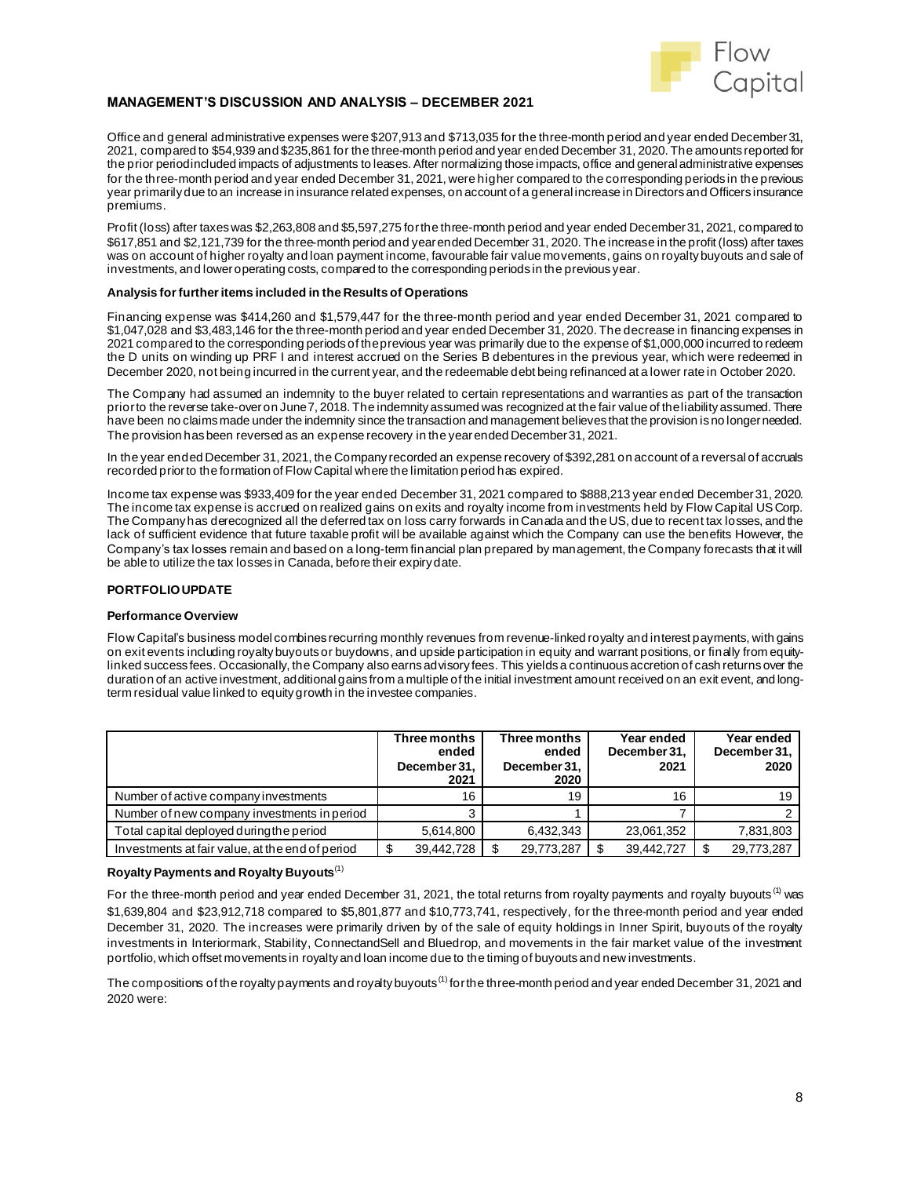## MANAGEMENT'S DISCUSSION AND ANALYSIS – DECEMBER 2021

Office and general administrative expenses were $207,913 and $713,035 for the three-month period and year ended December 31, 2021, compared to $54,939 and $235,861 for the three-month period and year ended December 31, 2020. The amounts reported for the prior period included impacts of adjustments to leases. After normalizing those impacts, office and general administrative expenses for the three-month period and year ended December 31, 2021, were higher compared to the corresponding periods in the previous year primarily due to an increase in insurance related expenses, on account of a general increase in Directors and Officers insurance premiums.

Profit (loss) after taxes was $2,263,808 and $5,597,275 for the three-month period and year ended December 31, 2021, compared to $617,851 and $2,121,739 for the three-month period and year ended December 31, 2020. The increase in the profit (loss) after taxes was on account of higher royalty and loan payment income, favourable fair value movements, gains on royalty buyouts and sale of investments, and lower operating costs, compared to the corresponding periods in the previous year.

**Analysis for further items included in the Results of Operations**

Financing expense was $414,260 and $1,579,447 for the three-month period and year ended December 31, 2021 compared to $1,047,028 and $3,483,146 for the three-month period and year ended December 31, 2020. The decrease in financing expenses in 2021 compared to the corresponding periods of the previous year was primarily due to the expense of $1,000,000 incurred to redeem the D units on winding up PRF I and interest accrued on the Series B debentures in the previous year, which were redeemed in December 2020, not being incurred in the current year, and the redeemable debt being refinanced at a lower rate in October 2020.

The Company had assumed an indemnity to the buyer related to certain representations and warranties as part of the transaction prior to the reverse take-over on June 7, 2018. The indemnity assumed was recognized at the fair value of the liability assumed. There have been no claims made under the indemnity since the transaction and management believes that the provision is no longer needed. The provision has been reversed as an expense recovery in the year ended December 31, 2021.

In the year ended December 31, 2021, the Company recorded an expense recovery of $392,281 on account of a reversal of accruals recorded prior to the formation of Flow Capital where the limitation period has expired.

Income tax expense was $933,409 for the year ended December 31, 2021 compared to $888,213 year ended December 31, 2020. The income tax expense is accrued on realized gains on exits and royalty income from investments held by Flow Capital US Corp. The Company has derecognized all the deferred tax on loss carry forwards in Canada and the US, due to recent tax losses, and the lack of sufficient evidence that future taxable profit will be available against which the Company can use the benefits However, the Company's tax losses remain and based on a long-term financial plan prepared by management, the Company forecasts that it will be able to utilize the tax losses in Canada, before their expiry date.

## PORTFOLIO UPDATE

**Performance Overview**

Flow Capital's business model combines recurring monthly revenues from revenue-linked royalty and interest payments, with gains on exit events including royalty buyouts or buydowns, and upside participation in equity and warrant positions, or finally from equity-linked success fees. Occasionally, the Company also earns advisory fees. This yields a continuous accretion of cash returns over the duration of an active investment, additional gains from a multiple of the initial investment amount received on an exit event, and long-term residual value linked to equity growth in the investee companies.

| | Three months ended December 31, 2021 | Three months ended December 31, 2020 | Year ended December 31, 2021 | Year ended December 31, 2020 |
|---|---|---|---|---|
| Number of active company investments | 16 | 19 | 16 | 19 |
| Number of new company investments in period | 3 | 1 | 7 | 2 |
| Total capital deployed during the period | 5,614,800 | 6,432,343 | 23,061,352 | 7,831,803 |
| Investments at fair value, at the end of period | $ 39,442,728 | $ 29,773,287 | $ 39,442,727 | $ 29,773,287 |

**Royalty Payments and Royalty Buyouts**(1)

For the three-month period and year ended December 31, 2021, the total returns from royalty payments and royalty buyouts (1) was $1,639,804 and $23,912,718 compared to $5,801,877 and $10,773,741, respectively, for the three-month period and year ended December 31, 2020. The increases were primarily driven by of the sale of equity holdings in Inner Spirit, buyouts of the royalty investments in Interiormark, Stability, ConnectandSell and Bluedrop, and movements in the fair market value of the investment portfolio, which offset movements in royalty and loan income due to the timing of buyouts and new investments.

The compositions of the royalty payments and royalty buyouts (1) for the three-month period and year ended December 31, 2021 and 2020 were: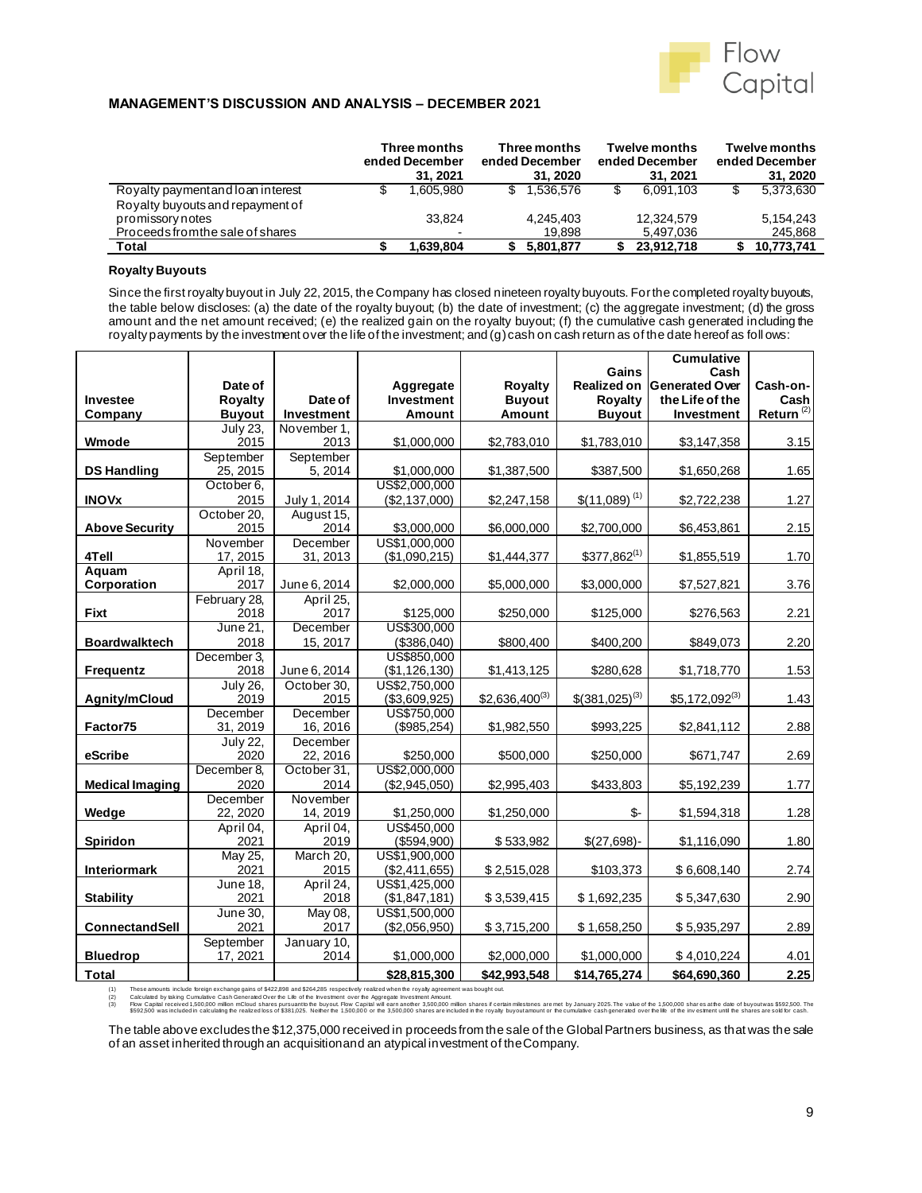## MANAGEMENT'S DISCUSSION AND ANALYSIS – DECEMBER 2021

| | Three months ended December 31, 2021 | Three months ended December 31, 2020 | Twelve months ended December 31, 2021 | Twelve months ended December 31, 2020 |
|---|---|---|---|---|
| Royalty payment and loan interest | $ 1,605,980 | $ 1,536,576 | $ 6,091,103 | $ 5,373,630 |
| Royalty buyouts and repayment of promissory notes | 33,824 | 4,245,403 | 12,324,579 | 5,154,243 |
| Proceeds from the sale of shares | - | 19,898 | 5,497,036 | 245,868 |
| **Total** | **$ 1,639,804** | **$ 5,801,877** | **$ 23,912,718** | **$ 10,773,741** |

### Royalty Buyouts

Since the first royalty buyout in July 22, 2015, the Company has closed nineteen royalty buyouts. For the completed royalty buyouts, the table below discloses: (a) the date of the royalty buyout; (b) the date of investment; (c) the aggregate investment; (d) the gross amount and the net amount received; (e) the realized gain on the royalty buyout; (f) the cumulative cash generated including the royalty payments by the investment over the life of the investment; and (g) cash on cash return as of the date hereof as follows:

| Investee Company | Date of Royalty Buyout | Date of Investment | Aggregate Investment Amount | Royalty Buyout Amount | Gains Realized on Royalty Buyout | Cumulative Cash Generated Over the Life of the Investment | Cash-on-Cash Return (2) |
|---|---|---|---|---|---|---|---|
| **Wmode** | July 23, 2015 | November 1, 2013 | $1,000,000 | $2,783,010 | $1,783,010 | $3,147,358 | 3.15 |
| **DS Handling** | September 25, 2015 | September 5, 2014 | $1,000,000 | $1,387,500 | $387,500 | $1,650,268 | 1.65 |
| **INOVx** | October 6, 2015 | July 1, 2014 | US$2,000,000 ($2,137,000) | $2,247,158 | $(11,089) (1) | $2,722,238 | 1.27 |
| **Above Security** | October 20, 2015 | August 15, 2014 | $3,000,000 | $6,000,000 | $2,700,000 | $6,453,861 | 2.15 |
| **4Tell** | November 17, 2015 | December 31, 2013 | US$1,000,000 ($1,090,215) | $1,444,377 | $377,862(1) | $1,855,519 | 1.70 |
| **Aquam Corporation** | April 18, 2017 | June 6, 2014 | $2,000,000 | $5,000,000 | $3,000,000 | $7,527,821 | 3.76 |
| **Fixt** | February 28, 2018 | April 25, 2017 | $125,000 | $250,000 | $125,000 | $276,563 | 2.21 |
| **Boardwalktech** | June 21, 2018 | December 15, 2017 | US$300,000 ($386,040) | $800,400 | $400,200 | $849,073 | 2.20 |
| **Frequentz** | December 3, 2018 | June 6, 2014 | US$850,000 ($1,126,130) | $1,413,125 | $280,628 | $1,718,770 | 1.53 |
| **Agnity/mCloud** | July 26, 2019 | October 30, 2015 | US$2,750,000 ($3,609,925) | $2,636,400(3) | $(381,025)(3) | $5,172,092(3) | 1.43 |
| **Factor75** | December 31, 2019 | December 16, 2016 | US$750,000 ($985,254) | $1,982,550 | $993,225 | $2,841,112 | 2.88 |
| **eScribe** | July 22, 2020 | December 22, 2016 | $250,000 | $500,000 | $250,000 | $671,747 | 2.69 |
| **Medical Imaging** | December 8, 2020 | October 31, 2014 | US$2,000,000 ($2,945,050) | $2,995,403 | $433,803 | $5,192,239 | 1.77 |
| **Wedge** | December 22, 2020 | November 14, 2019 | $1,250,000 | $1,250,000 | $- | $1,594,318 | 1.28 |
| **Spiridon** | April 04, 2021 | April 04, 2019 | US$450,000 ($594,900) | $ 533,982 | $(27,698)- | $1,116,090 | 1.80 |
| **Interiormark** | May 25, 2021 | March 20, 2015 | US$1,900,000 ($2,411,655) | $ 2,515,028 | $103,373 | $ 6,608,140 | 2.74 |
| **Stability** | June 18, 2021 | April 24, 2018 | US$1,425,000 ($1,847,181) | $ 3,539,415 | $ 1,692,235 | $ 5,347,630 | 2.90 |
| **ConnectandSell** | June 30, 2021 | May 08, 2017 | US$1,500,000 ($2,056,950) | $ 3,715,200 | $ 1,658,250 | $ 5,935,297 | 2.89 |
| **Bluedrop** | September 17, 2021 | January 10, 2014 | $1,000,000 | $2,000,000 | $1,000,000 | $ 4,010,224 | 4.01 |
| **Total** | | | **$28,815,300** | **$42,993,548** | **$14,765,274** | **$64,690,360** | **2.25** |

(1) These amounts include foreign exchange gains of $422,898 and $264,285 respectively realized when the royalty agreement was bought out.
(2) Calculated by taking Cumulative Cash Generated Over the Life of the Investment over the Aggregate Investment Amount.
(3) Flow Capital received 1,500,000 million mCloud shares pursuant to the buyout. Flow Capital will earn another 3,500,000 million shares if certain milestones are met by January 2025. The value of the 1,500,000 shares at the date of buyout was $592,500. The $592,500 was included in calculating the realized loss of $381,025. Neither the 1,500,000 or the 3,500,000 shares are included in the royalty buyout amount or the cumulative cash generated over the life of the investment until the shares are sold for cash.

The table above excludes the $12,375,000 received in proceeds from the sale of the Global Partners business, as that was the sale of an asset inherited through an acquisition and an atypical investment of the Company.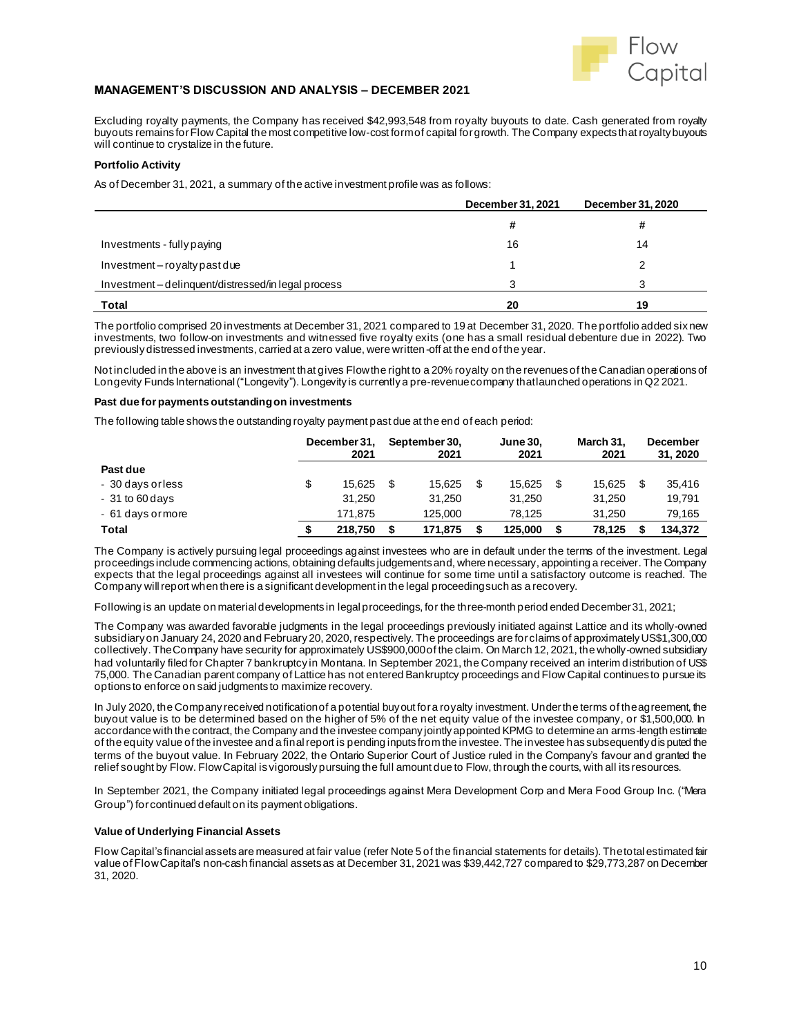## MANAGEMENT'S DISCUSSION AND ANALYSIS – DECEMBER 2021

Excluding royalty payments, the Company has received $42,993,548 from royalty buyouts to date. Cash generated from royalty buyouts remains for Flow Capital the most competitive low-cost form of capital for growth. The Company expects that royalty buyouts will continue to crystalize in the future.

**Portfolio Activity**

As of December 31, 2021, a summary of the active investment profile was as follows:

| | December 31, 2021 | December 31, 2020 |
|---|---|---|
| | # | # |
| Investments - fully paying | 16 | 14 |
| Investment – royalty past due | 1 | 2 |
| Investment – delinquent/distressed/in legal process | 3 | 3 |
| **Total** | **20** | **19** |

The portfolio comprised 20 investments at December 31, 2021 compared to 19 at December 31, 2020. The portfolio added six new investments, two follow-on investments and witnessed five royalty exits (one has a small residual debenture due in 2022). Two previously distressed investments, carried at a zero value, were written-off at the end of the year.

Not included in the above is an investment that gives Flow the right to a 20% royalty on the revenues of the Canadian operations of Longevity Funds International ("Longevity"). Longevity is currently a pre-revenue company that launched operations in Q2 2021.

**Past due for payments outstanding on investments**

The following table shows the outstanding royalty payment past due at the end of each period:

| | December 31, 2021 | September 30, 2021 | June 30, 2021 | March 31, 2021 | December 31, 2020 |
|---|---|---|---|---|---|
| **Past due** | | | | | |
| - 30 days or less | $ 15,625 | $ 15,625 | $ 15,625 | $ 15,625 | $ 35,416 |
| - 31 to 60 days | 31,250 | 31,250 | 31,250 | 31,250 | 19,791 |
| - 61 days or more | 171,875 | 125,000 | 78,125 | 31,250 | 79,165 |
| **Total** | **$ 218,750** | **$ 171,875** | **$ 125,000** | **$ 78,125** | **$ 134,372** |

The Company is actively pursuing legal proceedings against investees who are in default under the terms of the investment. Legal proceedings include commencing actions, obtaining defaults judgements and, where necessary, appointing a receiver. The Company expects that the legal proceedings against all investees will continue for some time until a satisfactory outcome is reached. The Company will report when there is a significant development in the legal proceeding such as a recovery.

Following is an update on material developments in legal proceedings, for the three-month period ended December 31, 2021;

The Company was awarded favorable judgments in the legal proceedings previously initiated against Lattice and its wholly-owned subsidiary on January 24, 2020 and February 20, 2020, respectively. The proceedings are for claims of approximately US$1,300,000 collectively. The Company have security for approximately US$900,000 of the claim. On March 12, 2021, the wholly-owned subsidiary had voluntarily filed for Chapter 7 bankruptcy in Montana. In September 2021, the Company received an interim distribution of US$ 75,000. The Canadian parent company of Lattice has not entered Bankruptcy proceedings and Flow Capital continues to pursue its options to enforce on said judgments to maximize recovery.

In July 2020, the Company received notification of a potential buyout for a royalty investment. Under the terms of the agreement, the buyout value is to be determined based on the higher of 5% of the net equity value of the investee company, or $1,500,000. In accordance with the contract, the Company and the investee company jointly appointed KPMG to determine an arms-length estimate of the equity value of the investee and a final report is pending inputs from the investee. The investee has subsequently disputed the terms of the buyout value. In February 2022, the Ontario Superior Court of Justice ruled in the Company's favour and granted the relief sought by Flow. Flow Capital is vigorously pursuing the full amount due to Flow, through the courts, with all its resources.

In September 2021, the Company initiated legal proceedings against Mera Development Corp and Mera Food Group Inc. ("Mera Group") for continued default on its payment obligations.

**Value of Underlying Financial Assets**

Flow Capital's financial assets are measured at fair value (refer Note 5 of the financial statements for details). The total estimated fair value of Flow Capital's non-cash financial assets as at December 31, 2021 was $39,442,727 compared to $29,773,287 on December 31, 2020.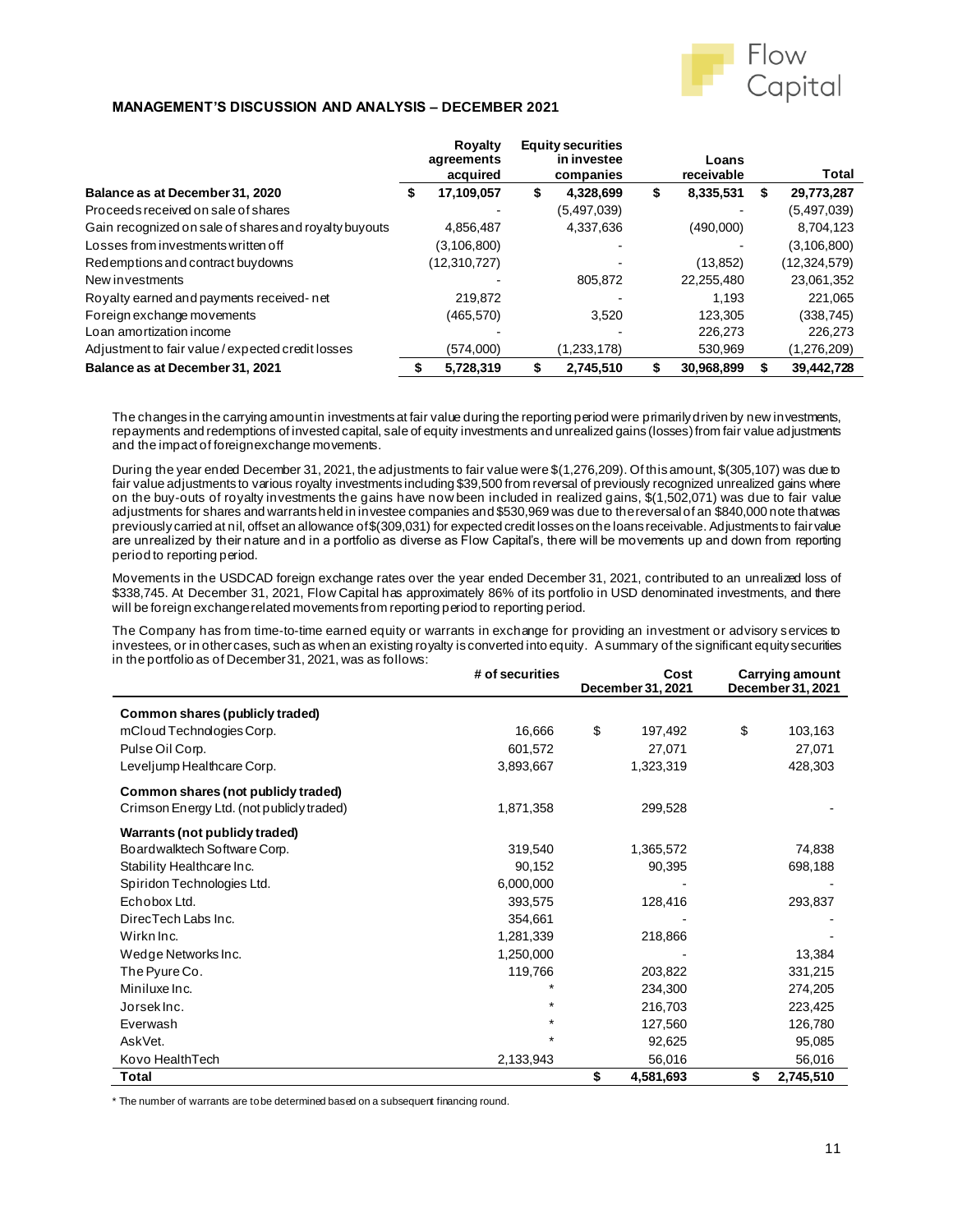## MANAGEMENT'S DISCUSSION AND ANALYSIS – DECEMBER 2021

| | Royalty agreements acquired | Equity securities in investee companies | Loans receivable | Total |
|---|---|---|---|---|
| **Balance as at December 31, 2020** | **$ 17,109,057** | **$ 4,328,699** | **$ 8,335,531** | **$ 29,773,287** |
| Proceeds received on sale of shares | - | (5,497,039) | - | (5,497,039) |
| Gain recognized on sale of shares and royalty buyouts | 4,856,487 | 4,337,636 | (490,000) | 8,704,123 |
| Losses from investments written off | (3,106,800) | - | - | (3,106,800) |
| Redemptions and contract buydowns | (12,310,727) | - | (13,852) | (12,324,579) |
| New investments | - | 805,872 | 22,255,480 | 23,061,352 |
| Royalty earned and payments received - net | 219,872 | - | 1,193 | 221,065 |
| Foreign exchange movements | (465,570) | 3,520 | 123,305 | (338,745) |
| Loan amortization income | - | - | 226,273 | 226,273 |
| Adjustment to fair value / expected credit losses | (574,000) | (1,233,178) | 530,969 | (1,276,209) |
| **Balance as at December 31, 2021** | **$ 5,728,319** | **$ 2,745,510** | **$ 30,968,899** | **$ 39,442,728** |

The changes in the carrying amount in investments at fair value during the reporting period were primarily driven by new investments, repayments and redemptions of invested capital, sale of equity investments and unrealized gains (losses) from fair value adjustments and the impact of foreign exchange movements.

During the year ended December 31, 2021, the adjustments to fair value were $(1,276,209). Of this amount, $(305,107) was due to fair value adjustments to various royalty investments including $39,500 from reversal of previously recognized unrealized gains where on the buy-outs of royalty investments the gains have now been included in realized gains, $(1,502,071) was due to fair value adjustments for shares and warrants held in investee companies and $530,969 was due to the reversal of an $840,000 note that was previously carried at nil, offset an allowance of $(309,031) for expected credit losses on the loans receivable. Adjustments to fair value are unrealized by their nature and in a portfolio as diverse as Flow Capital's, there will be movements up and down from reporting period to reporting period.

Movements in the USDCAD foreign exchange rates over the year ended December 31, 2021, contributed to an unrealized loss of $338,745. At December 31, 2021, Flow Capital has approximately 86% of its portfolio in USD denominated investments, and there will be foreign exchange related movements from reporting period to reporting period.

The Company has from time-to-time earned equity or warrants in exchange for providing an investment or advisory services to investees, or in other cases, such as when an existing royalty is converted into equity. A summary of the significant equity securities in the portfolio as of December 31, 2021, was as follows:

| | # of securities | Cost December 31, 2021 | Carrying amount December 31, 2021 |
|---|---|---|---|
| **Common shares (publicly traded)** | | | |
| mCloud Technologies Corp. | 16,666 | $ 197,492 | $ 103,163 |
| Pulse Oil Corp. | 601,572 | 27,071 | 27,071 |
| Leveljump Healthcare Corp. | 3,893,667 | 1,323,319 | 428,303 |
| **Common shares (not publicly traded)** | | | |
| Crimson Energy Ltd. (not publicly traded) | 1,871,358 | 299,528 | - |
| **Warrants (not publicly traded)** | | | |
| Boardwalktech Software Corp. | 319,540 | 1,365,572 | 74,838 |
| Stability Healthcare Inc. | 90,152 | 90,395 | 698,188 |
| Spiridon Technologies Ltd. | 6,000,000 | - | - |
| Echobox Ltd. | 393,575 | 128,416 | 293,837 |
| DirecTech Labs Inc. | 354,661 | - | - |
| Wirkn Inc. | 1,281,339 | 218,866 | - |
| Wedge Networks Inc. | 1,250,000 | - | 13,384 |
| The Pyure Co. | 119,766 | 203,822 | 331,215 |
| Miniluxe Inc. | * | 234,300 | 274,205 |
| Jorsek Inc. | * | 216,703 | 223,425 |
| Everwash | * | 127,560 | 126,780 |
| AskVet. | * | 92,625 | 95,085 |
| Kovo HealthTech | 2,133,943 | 56,016 | 56,016 |
| **Total** | | **$ 4,581,693** | **$ 2,745,510** |

* The number of warrants are to be determined based on a subsequent financing round.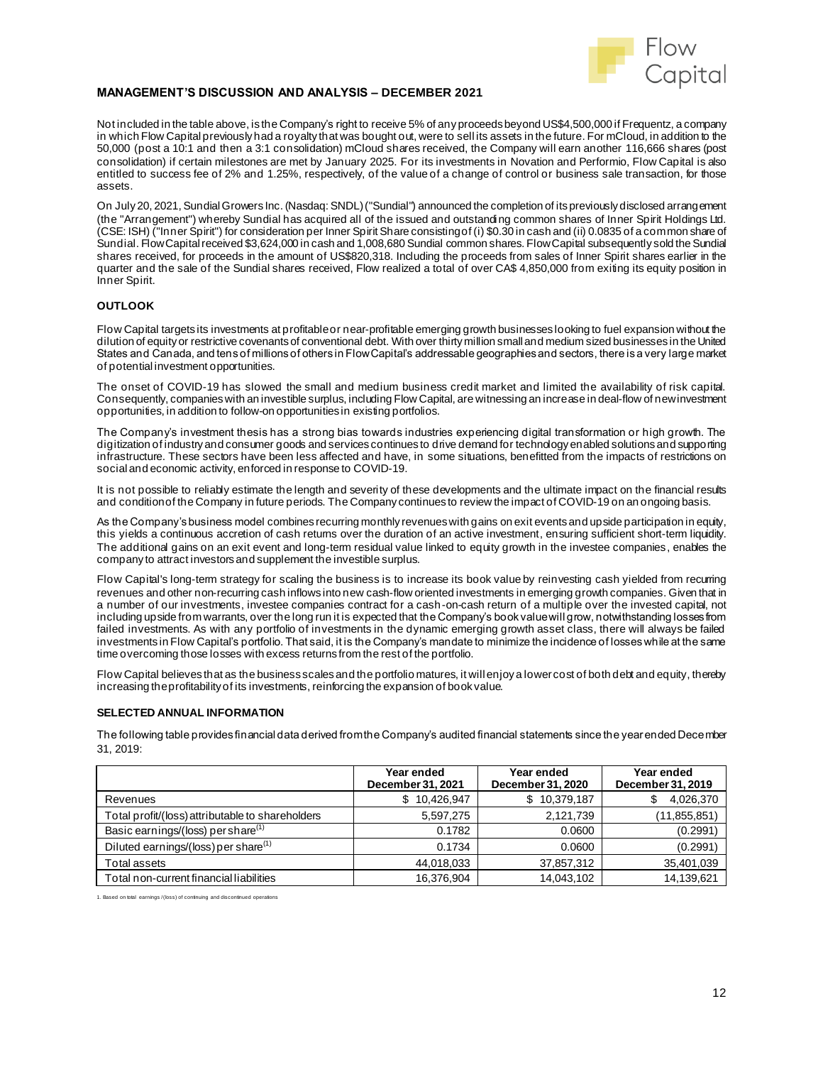Not included in the table above, is the Company's right to receive 5% of any proceeds beyond US$4,500,000 if Frequentz, a company in which Flow Capital previously had a royalty that was bought out, were to sell its assets in the future. For mCloud, in addition to the 50,000 (post a 10:1 and then a 3:1 consolidation) mCloud shares received, the Company will earn another 116,666 shares (post consolidation) if certain milestones are met by January 2025. For its investments in Novation and Performio, Flow Capital is also entitled to success fee of 2% and 1.25%, respectively, of the value of a change of control or business sale transaction, for those assets.

On July 20, 2021, Sundial Growers Inc. (Nasdaq: SNDL) ("Sundial") announced the completion of its previously disclosed arrangement (the "Arrangement") whereby Sundial has acquired all of the issued and outstanding common shares of Inner Spirit Holdings Ltd. (CSE: ISH) ("Inner Spirit") for consideration per Inner Spirit Share consisting of (i) $0.30 in cash and (ii) 0.0835 of a common share of Sundial. Flow Capital received $3,624,000 in cash and 1,008,680 Sundial common shares. Flow Capital subsequently sold the Sundial shares received, for proceeds in the amount of US$820,318. Including the proceeds from sales of Inner Spirit shares earlier in the quarter and the sale of the Sundial shares received, Flow realized a total of over CA$ 4,850,000 from exiting its equity position in Inner Spirit.

## OUTLOOK

Flow Capital targets its investments at profitable or near-profitable emerging growth businesses looking to fuel expansion without the dilution of equity or restrictive covenants of conventional debt. With over thirty million small and medium sized businesses in the United States and Canada, and tens of millions of others in Flow Capital's addressable geographies and sectors, there is a very large market of potential investment opportunities.

The onset of COVID-19 has slowed the small and medium business credit market and limited the availability of risk capital. Consequently, companies with an investible surplus, including Flow Capital, are witnessing an increase in deal-flow of new investment opportunities, in addition to follow-on opportunities in existing portfolios.

The Company's investment thesis has a strong bias towards industries experiencing digital transformation or high growth. The digitization of industry and consumer goods and services continues to drive demand for technology enabled solutions and supporting infrastructure. These sectors have been less affected and have, in some situations, benefitted from the impacts of restrictions on social and economic activity, enforced in response to COVID-19.

It is not possible to reliably estimate the length and severity of these developments and the ultimate impact on the financial results and condition of the Company in future periods. The Company continues to review the impact of COVID-19 on an ongoing basis.

As the Company's business model combines recurring monthly revenues with gains on exit events and upside participation in equity, this yields a continuous accretion of cash returns over the duration of an active investment, ensuring sufficient short-term liquidity. The additional gains on an exit event and long-term residual value linked to equity growth in the investee companies, enables the company to attract investors and supplement the investible surplus.

Flow Capital's long-term strategy for scaling the business is to increase its book value by reinvesting cash yielded from recurring revenues and other non-recurring cash inflows into new cash-flow oriented investments in emerging growth companies. Given that in a number of our investments, investee companies contract for a cash-on-cash return of a multiple over the invested capital, not including upside from warrants, over the long run it is expected that the Company's book value will grow, notwithstanding losses from failed investments. As with any portfolio of investments in the dynamic emerging growth asset class, there will always be failed investments in Flow Capital's portfolio. That said, it is the Company's mandate to minimize the incidence of losses while at the same time overcoming those losses with excess returns from the rest of the portfolio.

Flow Capital believes that as the business scales and the portfolio matures, it will enjoy a lower cost of both debt and equity, thereby increasing the profitability of its investments, reinforcing the expansion of book value.

## SELECTED ANNUAL INFORMATION

The following table provides financial data derived from the Company's audited financial statements since the year ended December 31, 2019:

| | Year ended December 31, 2021 | Year ended December 31, 2020 | Year ended December 31, 2019 |
|---|---|---|---|
| Revenues | $ 10,426,947 | $ 10,379,187 | $ 4,026,370 |
| Total profit/(loss) attributable to shareholders | 5,597,275 | 2,121,739 | (11,855,851) |
| Basic earnings/(loss) per share[1] | 0.1782 | 0.0600 | (0.2991) |
| Diluted earnings/(loss) per share[1] | 0.1734 | 0.0600 | (0.2991) |
| Total assets | 44,018,033 | 37,857,312 | 35,401,039 |
| Total non-current financial liabilities | 16,376,904 | 14,043,102 | 14,139,621 |

1. Based on total earnings / (loss) of continuing and discontinued operations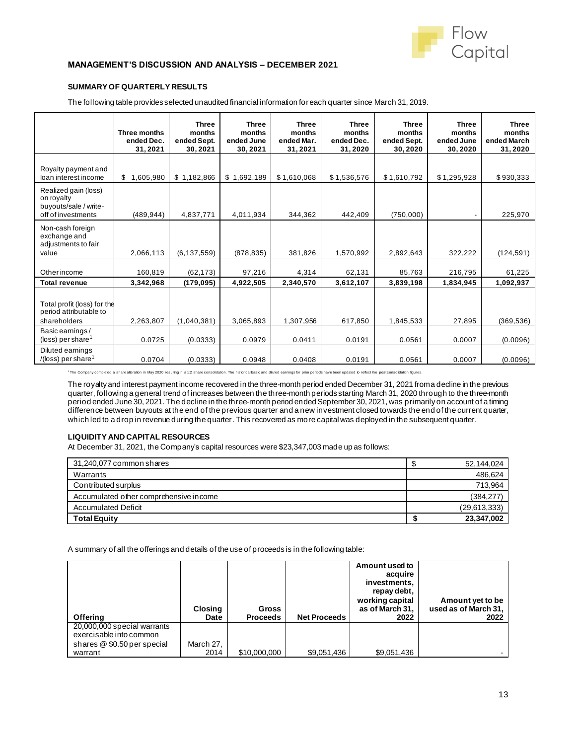## MANAGEMENT'S DISCUSSION AND ANALYSIS – DECEMBER 2021

### SUMMARY OF QUARTERLY RESULTS

The following table provides selected unaudited financial information for each quarter since March 31, 2019.

| | Three months ended Dec. 31, 2021 | Three months ended Sept. 30, 2021 | Three months ended June 30, 2021 | Three months ended Mar. 31, 2021 | Three months ended Dec. 31, 2020 | Three months ended Sept. 30, 2020 | Three months ended June 30, 2020 | Three months ended March 31, 2020 |
|---|---|---|---|---|---|---|---|---|
| Royalty payment and loan interest income | $ 1,605,980 | $ 1,182,866 | $ 1,692,189 | $ 1,610,068 | $ 1,536,576 | $ 1,610,792 | $ 1,295,928 | $ 930,333 |
| Realized gain (loss) on royalty buyouts/sale / write-off of investments | (489,944) | 4,837,771 | 4,011,934 | 344,362 | 442,409 | (750,000) | - | 225,970 |
| Non-cash foreign exchange and adjustments to fair value | 2,066,113 | (6,137,559) | (878,835) | 381,826 | 1,570,992 | 2,892,643 | 322,222 | (124,591) |
| Other income | 160,819 | (62,173) | 97,216 | 4,314 | 62,131 | 85,763 | 216,795 | 61,225 |
| **Total revenue** | **3,342,968** | **(179,095)** | **4,922,505** | **2,340,570** | **3,612,107** | **3,839,198** | **1,834,945** | **1,092,937** |
| Total profit (loss) for the period attributable to shareholders | 2,263,807 | (1,040,381) | 3,065,893 | 1,307,956 | 617,850 | 1,845,533 | 27,895 | (369,536) |
| Basic earnings / (loss) per share[1] | 0.0725 | (0.0333) | 0.0979 | 0.0411 | 0.0191 | 0.0561 | 0.0007 | (0.0096) |
| Diluted earnings /(loss) per share[1] | 0.0704 | (0.0333) | 0.0948 | 0.0408 | 0.0191 | 0.0561 | 0.0007 | (0.0096) |

[1] The Company completed a share alteration in May 2020 resulting in a 1:2 share consolidation. The historical basic and diluted earnings for prior periods have been updated to reflect the post consolidation figures.

The royalty and interest payment income recovered in the three-month period ended December 31, 2021 from a decline in the previous quarter, following a general trend of increases between the three-month periods starting March 31, 2020 through to the three-month period ended June 30, 2021. The decline in the three-month period ended September 30, 2021, was primarily on account of a timing difference between buyouts at the end of the previous quarter and a new investment closed towards the end of the current quarter, which led to a drop in revenue during the quarter. This recovered as more capital was deployed in the subsequent quarter.

### LIQUIDITY AND CAPITAL RESOURCES

At December 31, 2021, the Company's capital resources were $23,347,003 made up as follows:

| | |
|---|---|
| 31,240,077 common shares | $ 52,144,024 |
| Warrants | 486,624 |
| Contributed surplus | 713,964 |
| Accumulated other comprehensive income | (384,277) |
| Accumulated Deficit | (29,613,333) |
| **Total Equity** | **$ 23,347,002** |

A summary of all the offerings and details of the use of proceeds is in the following table:

| Offering | Closing Date | Gross Proceeds | Net Proceeds | Amount used to acquire investments, repay debt, working capital as of March 31, 2022 | Amount yet to be used as of March 31, 2022 |
|---|---|---|---|---|---|
| 20,000,000 special warrants exercisable into common shares @ $0.50 per special warrant | March 27, 2014 | $10,000,000 | $9,051,436 | $9,051,436 | - |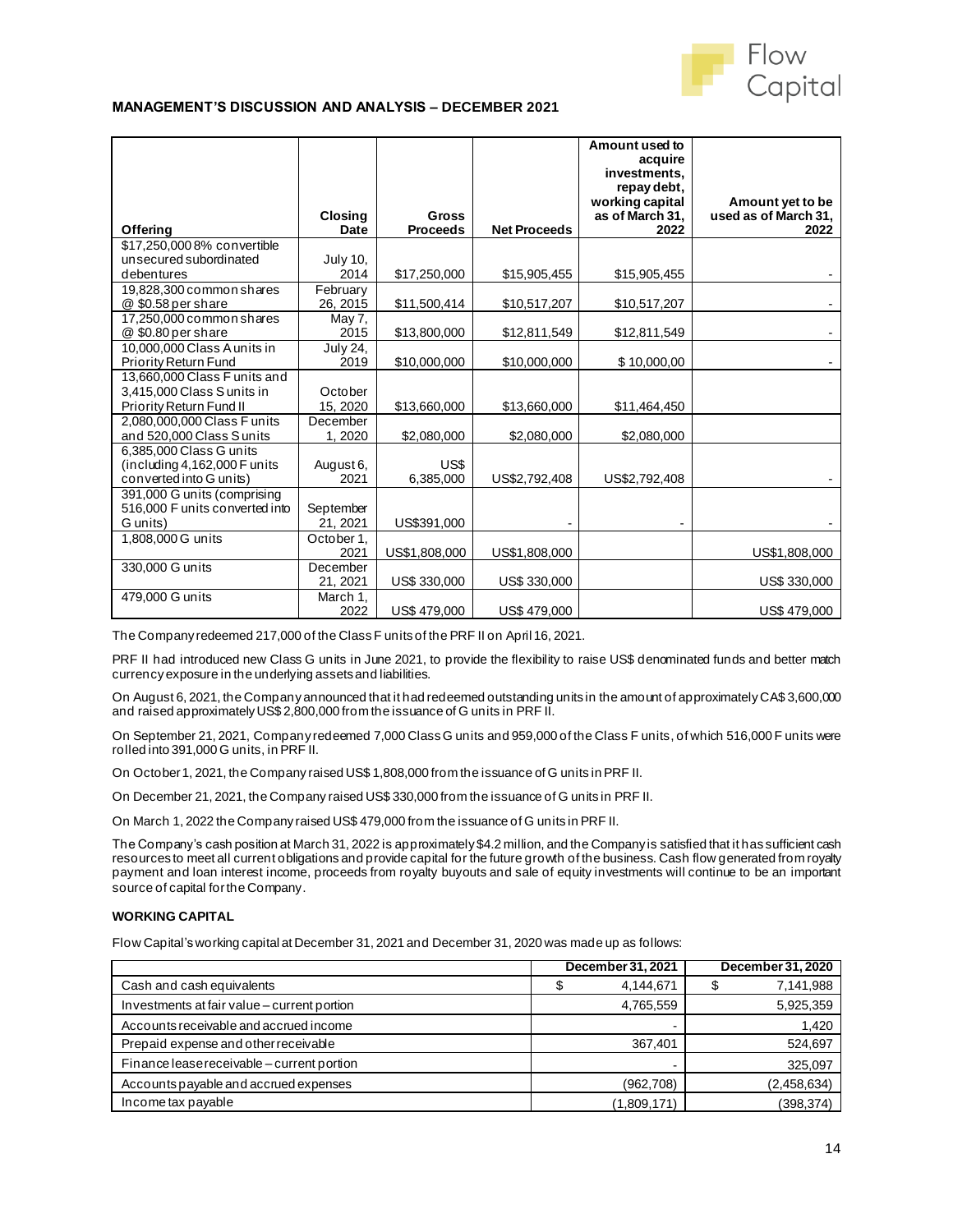**MANAGEMENT'S DISCUSSION AND ANALYSIS – DECEMBER 2021**

| Offering | Closing Date | Gross Proceeds | Net Proceeds | Amount used to acquire investments, repay debt, working capital as of March 31, 2022 | Amount yet to be used as of March 31, 2022 |
|---|---|---|---|---|---|
| $17,250,000 8% convertible unsecured subordinated debentures | July 10, 2014 | $17,250,000 | $15,905,455 | $15,905,455 | - |
| 19,828,300 common shares @ $0.58 per share | February 26, 2015 | $11,500,414 | $10,517,207 | $10,517,207 | - |
| 17,250,000 common shares @ $0.80 per share | May 7, 2015 | $13,800,000 | $12,811,549 | $12,811,549 | - |
| 10,000,000 Class A units in Priority Return Fund | July 24, 2019 | $10,000,000 | $10,000,000 | $ 10,000,00 | - |
| 13,660,000 Class F units and 3,415,000 Class S units in Priority Return Fund II | October 15, 2020 | $13,660,000 | $13,660,000 | $11,464,450 | |
| 2,080,000,000 Class F units and 520,000 Class S units | December 1, 2020 | $2,080,000 | $2,080,000 | $2,080,000 | |
| 6,385,000 Class G units (including 4,162,000 F units converted into G units) | August 6, 2021 | US$ 6,385,000 | US$2,792,408 | US$2,792,408 | - |
| 391,000 G units (comprising 516,000 F units converted into G units) | September 21, 2021 | US$391,000 | - | - | - |
| 1,808,000 G units | October 1, 2021 | US$1,808,000 | US$1,808,000 | | US$1,808,000 |
| 330,000 G units | December 21, 2021 | US$ 330,000 | US$ 330,000 | | US$ 330,000 |
| 479,000 G units | March 1, 2022 | US$ 479,000 | US$ 479,000 | | US$ 479,000 |

The Company redeemed 217,000 of the Class F units of the PRF II on April 16, 2021.

PRF II had introduced new Class G units in June 2021, to provide the flexibility to raise US$ denominated funds and better match currency exposure in the underlying assets and liabilities.

On August 6, 2021, the Company announced that it had redeemed outstanding units in the amount of approximately CA$ 3,600,000 and raised approximately US$ 2,800,000 from the issuance of G units in PRF II.

On September 21, 2021, Company redeemed 7,000 Class G units and 959,000 of the Class F units, of which 516,000 F units were rolled into 391,000 G units, in PRF II.

On October 1, 2021, the Company raised US$ 1,808,000 from the issuance of G units in PRF II.

On December 21, 2021, the Company raised US$ 330,000 from the issuance of G units in PRF II.

On March 1, 2022 the Company raised US$ 479,000 from the issuance of G units in PRF II.

The Company's cash position at March 31, 2022 is approximately $4.2 million, and the Company is satisfied that it has sufficient cash resources to meet all current obligations and provide capital for the future growth of the business. Cash flow generated from royalty payment and loan interest income, proceeds from royalty buyouts and sale of equity investments will continue to be an important source of capital for the Company.

**WORKING CAPITAL**

Flow Capital's working capital at December 31, 2021 and December 31, 2020 was made up as follows:

| | December 31, 2021 | December 31, 2020 |
|---|---|---|
| Cash and cash equivalents | $ 4,144,671 | $ 7,141,988 |
| Investments at fair value – current portion | 4,765,559 | 5,925,359 |
| Accounts receivable and accrued income | - | 1,420 |
| Prepaid expense and other receivable | 367,401 | 524,697 |
| Finance lease receivable – current portion | - | 325,097 |
| Accounts payable and accrued expenses | (962,708) | (2,458,634) |
| Income tax payable | (1,809,171) | (398,374) |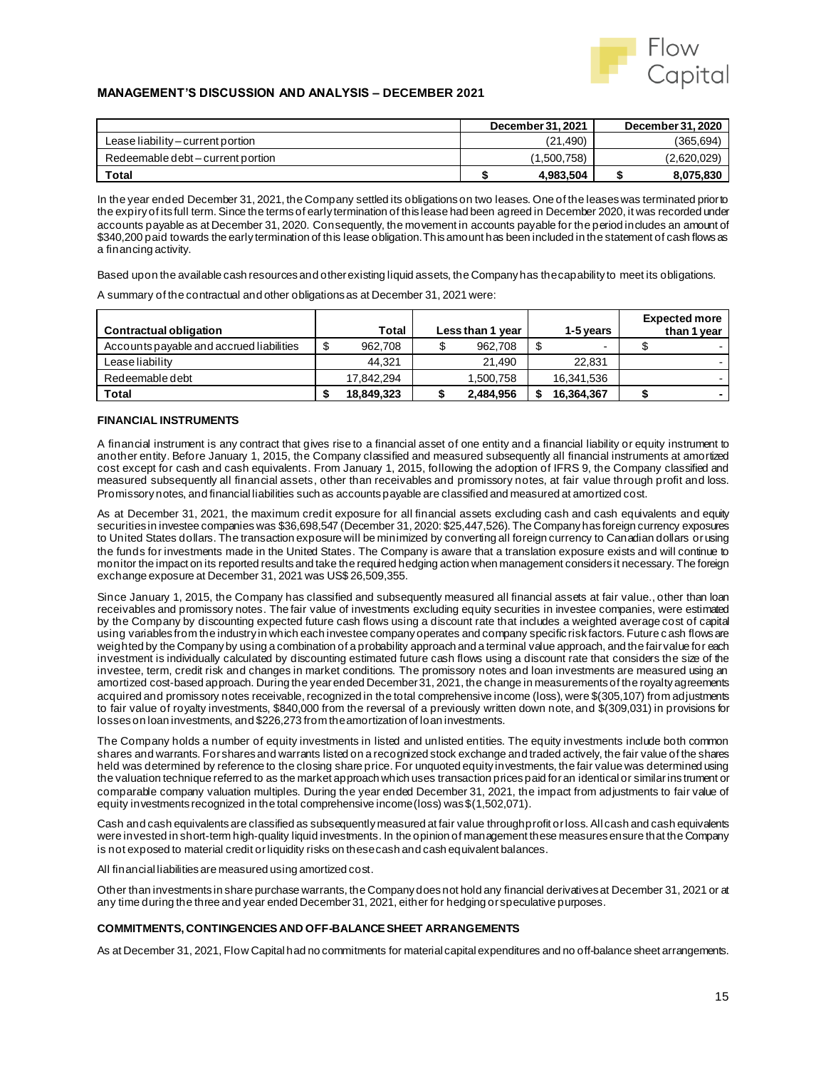|  | December 31, 2021 | December 31, 2020 |
|---|---|---|
| Lease liability – current portion | (21,490) | (365,694) |
| Redeemable debt – current portion | (1,500,758) | (2,620,029) |
| **Total** | **$ 4,983,504** | **$ 8,075,830** |

In the year ended December 31, 2021, the Company settled its obligations on two leases. One of the leases was terminated prior to the expiry of its full term. Since the terms of early termination of this lease had been agreed in December 2020, it was recorded under accounts payable as at December 31, 2020. Consequently, the movement in accounts payable for the period includes an amount of $340,200 paid towards the early termination of this lease obligation. This amount has been included in the statement of cash flows as a financing activity.

Based upon the available cash resources and other existing liquid assets, the Company has the capability to meet its obligations.

A summary of the contractual and other obligations as at December 31, 2021 were:

| Contractual obligation | Total | Less than 1 year | 1-5 years | Expected more than 1 year |
|---|---|---|---|---|
| Accounts payable and accrued liabilities | $ 962,708 | $ 962,708 | $ - | $ - |
| Lease liability | 44,321 | 21,490 | 22,831 | - |
| Redeemable debt | 17,842,294 | 1,500,758 | 16,341,536 | - |
| **Total** | **$ 18,849,323** | **$ 2,484,956** | **$ 16,364,367** | **$ -** |

#### FINANCIAL INSTRUMENTS

A financial instrument is any contract that gives rise to a financial asset of one entity and a financial liability or equity instrument to another entity. Before January 1, 2015, the Company classified and measured subsequently all financial instruments at amortized cost except for cash and cash equivalents. From January 1, 2015, following the adoption of IFRS 9, the Company classified and measured subsequently all financial assets, other than receivables and promissory notes, at fair value through profit and loss. Promissory notes, and financial liabilities such as accounts payable are classified and measured at amortized cost.

As at December 31, 2021, the maximum credit exposure for all financial assets excluding cash and cash equivalents and equity securities in investee companies was $36,698,547 (December 31, 2020: $25,447,526). The Company has foreign currency exposures to United States dollars. The transaction exposure will be minimized by converting all foreign currency to Canadian dollars or using the funds for investments made in the United States. The Company is aware that a translation exposure exists and will continue to monitor the impact on its reported results and take the required hedging action when management considers it necessary. The foreign exchange exposure at December 31, 2021 was US$ 26,509,355.

Since January 1, 2015, the Company has classified and subsequently measured all financial assets at fair value., other than loan receivables and promissory notes. The fair value of investments excluding equity securities in investee companies, were estimated by the Company by discounting expected future cash flows using a discount rate that includes a weighted average cost of capital using variables from the industry in which each investee company operates and company specific risk factors. Future cash flows are weighted by the Company by using a combination of a probability approach and a terminal value approach, and the fair value for each investment is individually calculated by discounting estimated future cash flows using a discount rate that considers the size of the investee, term, credit risk and changes in market conditions. The promissory notes and loan investments are measured using an amortized cost-based approach. During the year ended December 31, 2021, the change in measurements of the royalty agreements acquired and promissory notes receivable, recognized in the total comprehensive income (loss), were $(305,107) from adjustments to fair value of royalty investments, $840,000 from the reversal of a previously written down note, and $(309,031) in provisions for losses on loan investments, and $226,273 from the amortization of loan investments.

The Company holds a number of equity investments in listed and unlisted entities. The equity investments include both common shares and warrants. For shares and warrants listed on a recognized stock exchange and traded actively, the fair value of the shares held was determined by reference to the closing share price. For unquoted equity investments, the fair value was determined using the valuation technique referred to as the market approach which uses transaction prices paid for an identical or similar instrument or comparable company valuation multiples. During the year ended December 31, 2021, the impact from adjustments to fair value of equity investments recognized in the total comprehensive income (loss) was $(1,502,071).

Cash and cash equivalents are classified as subsequently measured at fair value through profit or loss. All cash and cash equivalents were invested in short-term high-quality liquid investments. In the opinion of management these measures ensure that the Company is not exposed to material credit or liquidity risks on these cash and cash equivalent balances.

All financial liabilities are measured using amortized cost.

Other than investments in share purchase warrants, the Company does not hold any financial derivatives at December 31, 2021 or at any time during the three and year ended December 31, 2021, either for hedging or speculative purposes.

#### COMMITMENTS, CONTINGENCIES AND OFF-BALANCE SHEET ARRANGEMENTS

As at December 31, 2021, Flow Capital had no commitments for material capital expenditures and no off-balance sheet arrangements.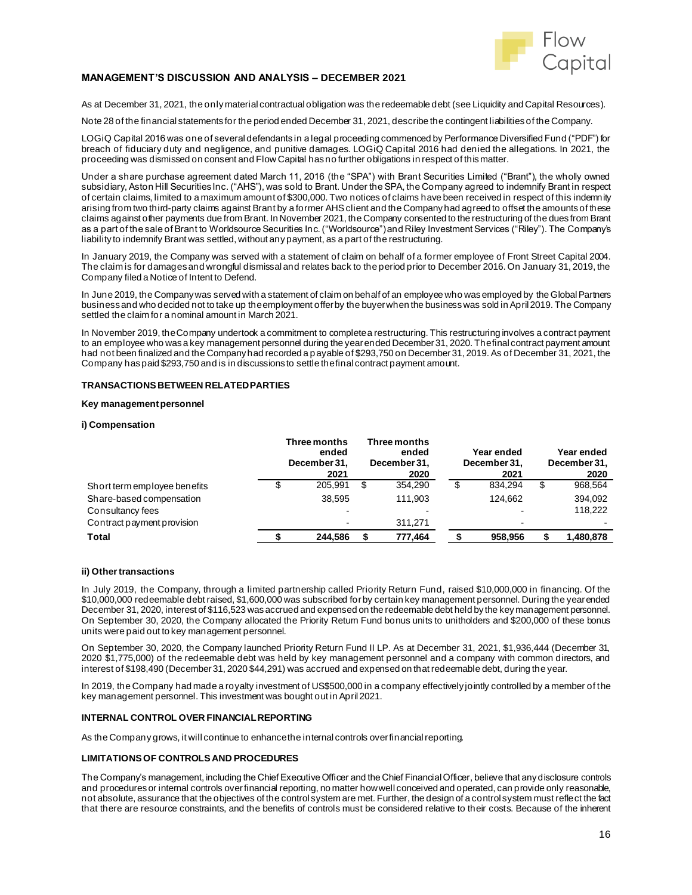## MANAGEMENT'S DISCUSSION AND ANALYSIS – DECEMBER 2021

As at December 31, 2021, the only material contractual obligation was the redeemable debt (see Liquidity and Capital Resources).

Note 28 of the financial statements for the period ended December 31, 2021, describe the contingent liabilities of the Company.

LOGiQ Capital 2016 was one of several defendants in a legal proceeding commenced by Performance Diversified Fund ("PDF") for breach of fiduciary duty and negligence, and punitive damages. LOGiQ Capital 2016 had denied the allegations. In 2021, the proceeding was dismissed on consent and Flow Capital has no further obligations in respect of this matter.

Under a share purchase agreement dated March 11, 2016 (the "SPA") with Brant Securities Limited ("Brant"), the wholly owned subsidiary, Aston Hill Securities Inc. ("AHS"), was sold to Brant. Under the SPA, the Company agreed to indemnify Brant in respect of certain claims, limited to a maximum amount of $300,000. Two notices of claims have been received in respect of this indemnity arising from two third-party claims against Brant by a former AHS client and the Company had agreed to offset the amounts of these claims against other payments due from Brant. In November 2021, the Company consented to the restructuring of the dues from Brant as a part of the sale of Brant to Worldsource Securities Inc. ("Worldsource") and Riley Investment Services ("Riley"). The Company's liability to indemnify Brant was settled, without any payment, as a part of the restructuring.

In January 2019, the Company was served with a statement of claim on behalf of a former employee of Front Street Capital 2004. The claim is for damages and wrongful dismissal and relates back to the period prior to December 2016. On January 31, 2019, the Company filed a Notice of Intent to Defend.

In June 2019, the Company was served with a statement of claim on behalf of an employee who was employed by the Global Partners business and who decided not to take up the employment offer by the buyer when the business was sold in April 2019. The Company settled the claim for a nominal amount in March 2021.

In November 2019, the Company undertook a commitment to complete a restructuring. This restructuring involves a contract payment to an employee who was a key management personnel during the year ended December 31, 2020. The final contract payment amount had not been finalized and the Company had recorded a payable of $293,750 on December 31, 2019. As of December 31, 2021, the Company has paid $293,750 and is in discussions to settle the final contract payment amount.

### TRANSACTIONS BETWEEN RELATED PARTIES

#### Key management personnel

**i) Compensation**

| | Three months ended December 31, 2021 | Three months ended December 31, 2020 | Year ended December 31, 2021 | Year ended December 31, 2020 |
|---|---|---|---|---|
| Short term employee benefits | $ 205,991 | $ 354,290 | $ 834,294 | $ 968,564 |
| Share-based compensation | 38,595 | 111,903 | 124,662 | 394,092 |
| Consultancy fees | - | - | - | 118,222 |
| Contract payment provision | - | 311,271 | - | - |
| **Total** | **$ 244,586** | **$ 777,464** | **$ 958,956** | **$ 1,480,878** |

**ii) Other transactions**

In July 2019, the Company, through a limited partnership called Priority Return Fund, raised $10,000,000 in financing. Of the $10,000,000 redeemable debt raised, $1,600,000 was subscribed for by certain key management personnel. During the year ended December 31, 2020, interest of $116,523 was accrued and expensed on the redeemable debt held by the key management personnel. On September 30, 2020, the Company allocated the Priority Return Fund bonus units to unitholders and $200,000 of these bonus units were paid out to key management personnel.

On September 30, 2020, the Company launched Priority Return Fund II LP. As at December 31, 2021, $1,936,444 (December 31, 2020 $1,775,000) of the redeemable debt was held by key management personnel and a company with common directors, and interest of $198,490 (December 31, 2020 $44,291) was accrued and expensed on that redeemable debt, during the year.

In 2019, the Company had made a royalty investment of US$500,000 in a company effectively jointly controlled by a member of the key management personnel. This investment was bought out in April 2021.

### INTERNAL CONTROL OVER FINANCIAL REPORTING

As the Company grows, it will continue to enhance the internal controls over financial reporting.

### LIMITATIONS OF CONTROLS AND PROCEDURES

The Company's management, including the Chief Executive Officer and the Chief Financial Officer, believe that any disclosure controls and procedures or internal controls over financial reporting, no matter how well conceived and operated, can provide only reasonable, not absolute, assurance that the objectives of the control system are met. Further, the design of a control system must reflect the fact that there are resource constraints, and the benefits of controls must be considered relative to their costs. Because of the inherent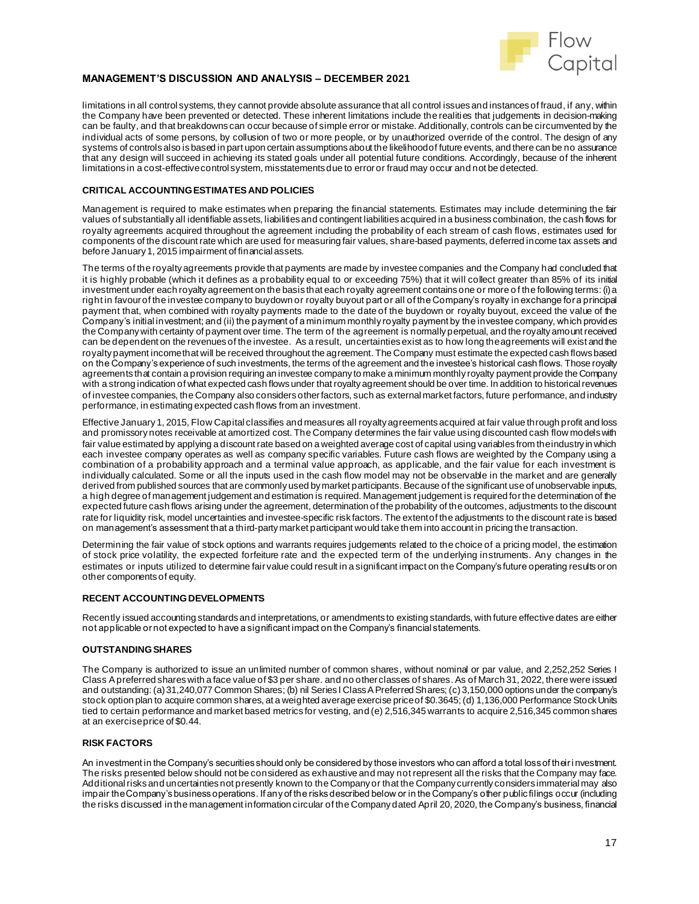limitations in all control systems, they cannot provide absolute assurance that all control issues and instances of fraud, if any, within the Company have been prevented or detected. These inherent limitations include the realities that judgements in decision-making can be faulty, and that breakdowns can occur because of simple error or mistake. Additionally, controls can be circumvented by the individual acts of some persons, by collusion of two or more people, or by unauthorized override of the control. The design of any systems of controls also is based in part upon certain assumptions about the likelihood of future events, and there can be no assurance that any design will succeed in achieving its stated goals under all potential future conditions. Accordingly, because of the inherent limitations in a cost-effective control system, misstatements due to error or fraud may occur and not be detected.

## CRITICAL ACCOUNTING ESTIMATES AND POLICIES

Management is required to make estimates when preparing the financial statements. Estimates may include determining the fair values of substantially all identifiable assets, liabilities and contingent liabilities acquired in a business combination, the cash flows for royalty agreements acquired throughout the agreement including the probability of each stream of cash flows, estimates used for components of the discount rate which are used for measuring fair values, share-based payments, deferred income tax assets and before January 1, 2015 impairment of financial assets.

The terms of the royalty agreements provide that payments are made by investee companies and the Company had concluded that it is highly probable (which it defines as a probability equal to or exceeding 75%) that it will collect greater than 85% of its initial investment under each royalty agreement on the basis that each royalty agreement contains one or more of the following terms: (i) a right in favour of the investee company to buydown or royalty buyout part or all of the Company's royalty in exchange for a principal payment that, when combined with royalty payments made to the date of the buydown or royalty buyout, exceed the value of the Company's initial investment; and (ii) the payment of a minimum monthly royalty payment by the investee company, which provides the Company with certainty of payment over time. The term of the agreement is normally perpetual, and the royalty amount received can be dependent on the revenues of the investee. As a result, uncertainties exist as to how long the agreements will exist and the royalty payment income that will be received throughout the agreement. The Company must estimate the expected cash flows based on the Company's experience of such investments, the terms of the agreement and the investee's historical cash flows. Those royalty agreements that contain a provision requiring an investee company to make a minimum monthly royalty payment provide the Company with a strong indication of what expected cash flows under that royalty agreement should be over time. In addition to historical revenues of investee companies, the Company also considers other factors, such as external market factors, future performance, and industry performance, in estimating expected cash flows from an investment.

Effective January 1, 2015, Flow Capital classifies and measures all royalty agreements acquired at fair value through profit and loss and promissory notes receivable at amortized cost. The Company determines the fair value using discounted cash flow models with fair value estimated by applying a discount rate based on a weighted average cost of capital using variables from the industry in which each investee company operates as well as company specific variables. Future cash flows are weighted by the Company using a combination of a probability approach and a terminal value approach, as applicable, and the fair value for each investment is individually calculated. Some or all the inputs used in the cash flow model may not be observable in the market and are generally derived from published sources that are commonly used by market participants. Because of the significant use of unobservable inputs, a high degree of management judgement and estimation is required. Management judgement is required for the determination of the expected future cash flows arising under the agreement, determination of the probability of the outcomes, adjustments to the discount rate for liquidity risk, model uncertainties and investee-specific risk factors. The extent of the adjustments to the discount rate is based on management's assessment that a third-party market participant would take them into account in pricing the transaction.

Determining the fair value of stock options and warrants requires judgements related to the choice of a pricing model, the estimation of stock price volatility, the expected forfeiture rate and the expected term of the underlying instruments. Any changes in the estimates or inputs utilized to determine fair value could result in a significant impact on the Company's future operating results or on other components of equity.

## RECENT ACCOUNTING DEVELOPMENTS

Recently issued accounting standards and interpretations, or amendments to existing standards, with future effective dates are either not applicable or not expected to have a significant impact on the Company's financial statements.

## OUTSTANDING SHARES

The Company is authorized to issue an unlimited number of common shares, without nominal or par value, and 2,252,252 Series I Class A preferred shares with a face value of $3 per share. and no other classes of shares. As of March 31, 2022, there were issued and outstanding: (a) 31,240,077 Common Shares; (b) nil Series I Class A Preferred Shares; (c) 3,150,000 options under the company's stock option plan to acquire common shares, at a weighted average exercise price of $0.3645; (d) 1,136,000 Performance Stock Units tied to certain performance and market based metrics for vesting, and (e) 2,516,345 warrants to acquire 2,516,345 common shares at an exercise price of $0.44.

## RISK FACTORS

An investment in the Company's securities should only be considered by those investors who can afford a total loss of their investment. The risks presented below should not be considered as exhaustive and may not represent all the risks that the Company may face. Additional risks and uncertainties not presently known to the Company or that the Company currently considers immaterial may also impair the Company's business operations. If any of the risks described below or in the Company's other public filings occur (including the risks discussed in the management information circular of the Company dated April 20, 2020, the Company's business, financial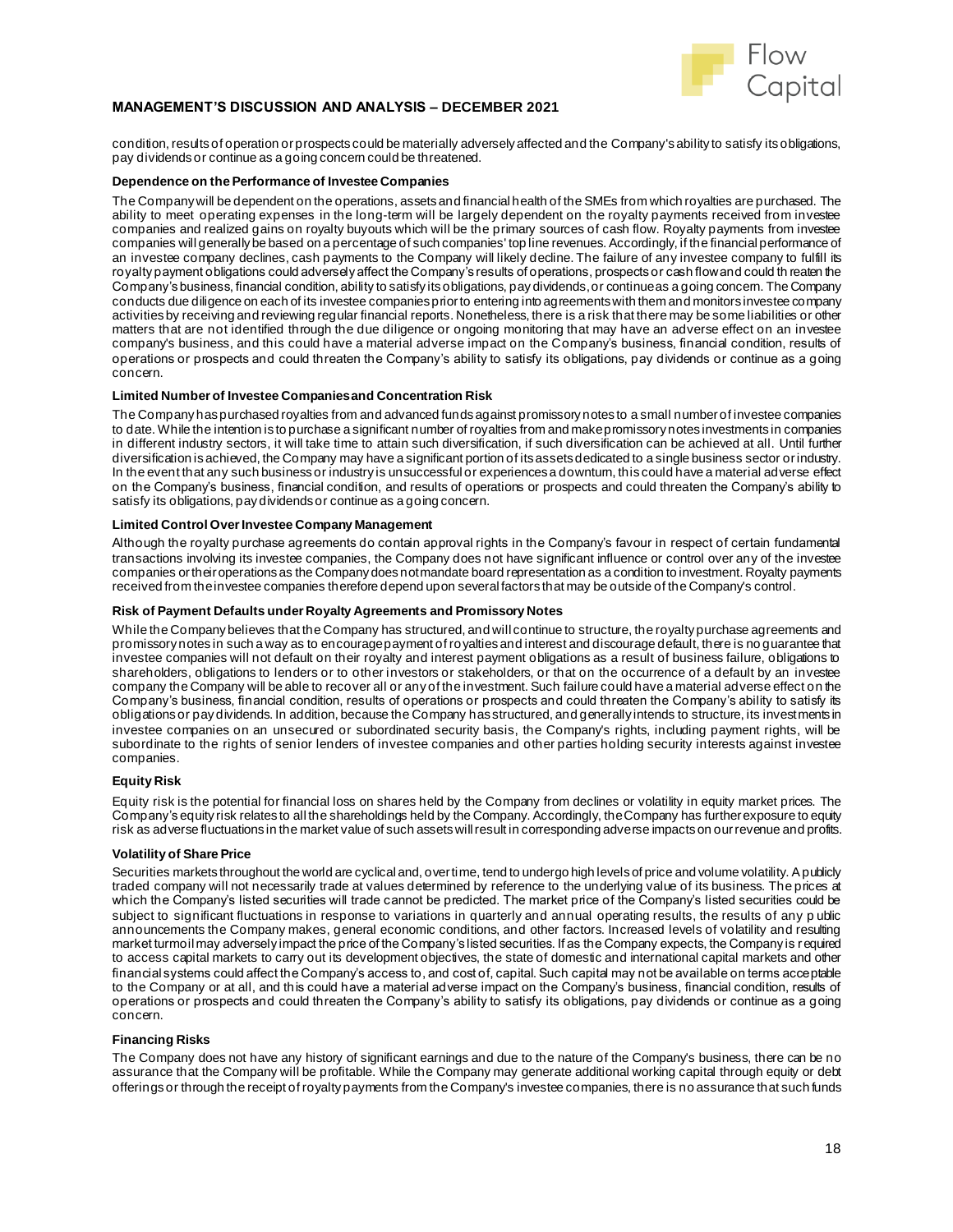condition, results of operation or prospects could be materially adversely affected and the Company's ability to satisfy its obligations, pay dividends or continue as a going concern could be threatened.

**Dependence on the Performance of Investee Companies**

The Company will be dependent on the operations, assets and financial health of the SMEs from which royalties are purchased. The ability to meet operating expenses in the long-term will be largely dependent on the royalty payments received from investee companies and realized gains on royalty buyouts which will be the primary sources of cash flow. Royalty payments from investee companies will generally be based on a percentage of such companies' top line revenues. Accordingly, if the financial performance of an investee company declines, cash payments to the Company will likely decline. The failure of any investee company to fulfill its royalty payment obligations could adversely affect the Company's results of operations, prospects or cash flow and could threaten the Company's business, financial condition, ability to satisfy its obligations, pay dividends, or continue as a going concern. The Company conducts due diligence on each of its investee companies prior to entering into agreements with them and monitors investee company activities by receiving and reviewing regular financial reports. Nonetheless, there is a risk that there may be some liabilities or other matters that are not identified through the due diligence or ongoing monitoring that may have an adverse effect on an investee company's business, and this could have a material adverse impact on the Company's business, financial condition, results of operations or prospects and could threaten the Company's ability to satisfy its obligations, pay dividends or continue as a going concern.

**Limited Number of Investee Companies and Concentration Risk**

The Company has purchased royalties from and advanced funds against promissory notes to a small number of investee companies to date. While the intention is to purchase a significant number of royalties from and make promissory notes investments in companies in different industry sectors, it will take time to attain such diversification, if such diversification can be achieved at all. Until further diversification is achieved, the Company may have a significant portion of its assets dedicated to a single business sector or industry. In the event that any such business or industry is unsuccessful or experiences a downturn, this could have a material adverse effect on the Company's business, financial condition, and results of operations or prospects and could threaten the Company's ability to satisfy its obligations, pay dividends or continue as a going concern.

**Limited Control Over Investee Company Management**

Although the royalty purchase agreements do contain approval rights in the Company's favour in respect of certain fundamental transactions involving its investee companies, the Company does not have significant influence or control over any of the investee companies or their operations as the Company does not mandate board representation as a condition to investment. Royalty payments received from the investee companies therefore depend upon several factors that may be outside of the Company's control.

**Risk of Payment Defaults under Royalty Agreements and Promissory Notes**

While the Company believes that the Company has structured, and will continue to structure, the royalty purchase agreements and promissory notes in such a way as to encourage payment of royalties and interest and discourage default, there is no guarantee that investee companies will not default on their royalty and interest payment obligations as a result of business failure, obligations to shareholders, obligations to lenders or to other investors or stakeholders, or that on the occurrence of a default by an investee company the Company will be able to recover all or any of the investment. Such failure could have a material adverse effect on the Company's business, financial condition, results of operations or prospects and could threaten the Company's ability to satisfy its obligations or pay dividends. In addition, because the Company has structured, and generally intends to structure, its investments in investee companies on an unsecured or subordinated security basis, the Company's rights, including payment rights, will be subordinate to the rights of senior lenders of investee companies and other parties holding security interests against investee companies.

**Equity Risk**

Equity risk is the potential for financial loss on shares held by the Company from declines or volatility in equity market prices. The Company's equity risk relates to all the shareholdings held by the Company. Accordingly, the Company has further exposure to equity risk as adverse fluctuations in the market value of such assets will result in corresponding adverse impacts on our revenue and profits.

**Volatility of Share Price**

Securities markets throughout the world are cyclical and, over time, tend to undergo high levels of price and volume volatility. A publicly traded company will not necessarily trade at values determined by reference to the underlying value of its business. The prices at which the Company's listed securities will trade cannot be predicted. The market price of the Company's listed securities could be subject to significant fluctuations in response to variations in quarterly and annual operating results, the results of any public announcements the Company makes, general economic conditions, and other factors. Increased levels of volatility and resulting market turmoil may adversely impact the price of the Company's listed securities. If as the Company expects, the Company is required to access capital markets to carry out its development objectives, the state of domestic and international capital markets and other financial systems could affect the Company's access to, and cost of, capital. Such capital may not be available on terms acceptable to the Company or at all, and this could have a material adverse impact on the Company's business, financial condition, results of operations or prospects and could threaten the Company's ability to satisfy its obligations, pay dividends or continue as a going concern.

**Financing Risks**

The Company does not have any history of significant earnings and due to the nature of the Company's business, there can be no assurance that the Company will be profitable. While the Company may generate additional working capital through equity or debt offerings or through the receipt of royalty payments from the Company's investee companies, there is no assurance that such funds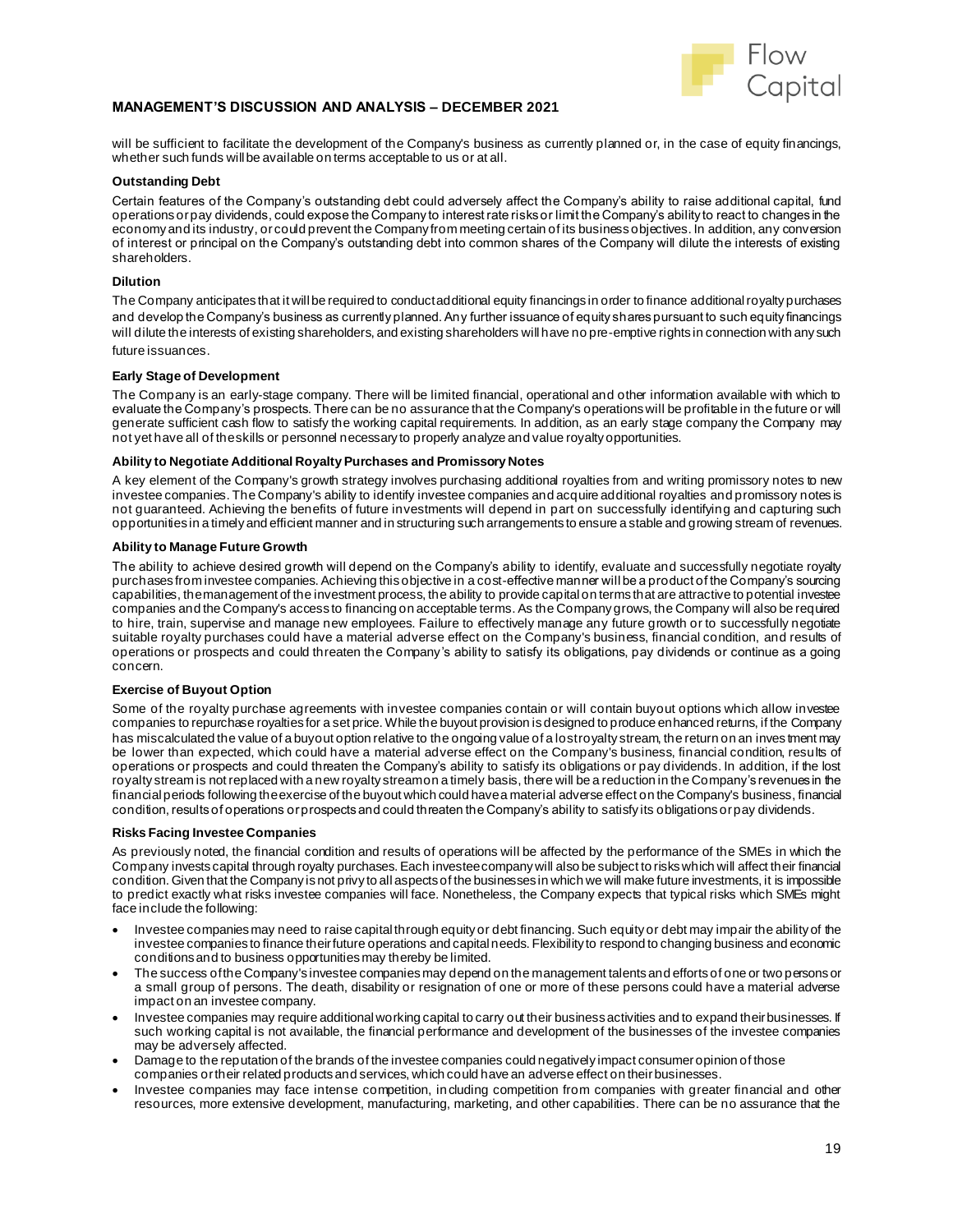will be sufficient to facilitate the development of the Company's business as currently planned or, in the case of equity financings, whether such funds will be available on terms acceptable to us or at all.

**Outstanding Debt**

Certain features of the Company's outstanding debt could adversely affect the Company's ability to raise additional capital, fund operations or pay dividends, could expose the Company to interest rate risks or limit the Company's ability to react to changes in the economy and its industry, or could prevent the Company from meeting certain of its business objectives. In addition, any conversion of interest or principal on the Company's outstanding debt into common shares of the Company will dilute the interests of existing shareholders.

**Dilution**

The Company anticipates that it will be required to conduct additional equity financings in order to finance additional royalty purchases and develop the Company's business as currently planned. Any further issuance of equity shares pursuant to such equity financings will dilute the interests of existing shareholders, and existing shareholders will have no pre-emptive rights in connection with any such future issuances.

**Early Stage of Development**

The Company is an early-stage company. There will be limited financial, operational and other information available with which to evaluate the Company's prospects. There can be no assurance that the Company's operations will be profitable in the future or will generate sufficient cash flow to satisfy the working capital requirements. In addition, as an early stage company the Company may not yet have all of the skills or personnel necessary to properly analyze and value royalty opportunities.

**Ability to Negotiate Additional Royalty Purchases and Promissory Notes**

A key element of the Company's growth strategy involves purchasing additional royalties from and writing promissory notes to new investee companies. The Company's ability to identify investee companies and acquire additional royalties and promissory notes is not guaranteed. Achieving the benefits of future investments will depend in part on successfully identifying and capturing such opportunities in a timely and efficient manner and in structuring such arrangements to ensure a stable and growing stream of revenues.

**Ability to Manage Future Growth**

The ability to achieve desired growth will depend on the Company's ability to identify, evaluate and successfully negotiate royalty purchases from investee companies. Achieving this objective in a cost-effective manner will be a product of the Company's sourcing capabilities, the management of the investment process, the ability to provide capital on terms that are attractive to potential investee companies and the Company's access to financing on acceptable terms. As the Company grows, the Company will also be required to hire, train, supervise and manage new employees. Failure to effectively manage any future growth or to successfully negotiate suitable royalty purchases could have a material adverse effect on the Company's business, financial condition, and results of operations or prospects and could threaten the Company's ability to satisfy its obligations, pay dividends or continue as a going concern.

**Exercise of Buyout Option**

Some of the royalty purchase agreements with investee companies contain or will contain buyout options which allow investee companies to repurchase royalties for a set price. While the buyout provision is designed to produce enhanced returns, if the Company has miscalculated the value of a buyout option relative to the ongoing value of a lost royalty stream, the return on an investment may be lower than expected, which could have a material adverse effect on the Company's business, financial condition, results of operations or prospects and could threaten the Company's ability to satisfy its obligations or pay dividends. In addition, if the lost royalty stream is not replaced with a new royalty stream on a timely basis, there will be a reduction in the Company's revenues in the financial periods following the exercise of the buyout which could have a material adverse effect on the Company's business, financial condition, results of operations or prospects and could threaten the Company's ability to satisfy its obligations or pay dividends.

**Risks Facing Investee Companies**

As previously noted, the financial condition and results of operations will be affected by the performance of the SMEs in which the Company invests capital through royalty purchases. Each investee company will also be subject to risks which will affect their financial condition. Given that the Company is not privy to all aspects of the businesses in which we will make future investments, it is impossible to predict exactly what risks investee companies will face. Nonetheless, the Company expects that typical risks which SMEs might face include the following:

- Investee companies may need to raise capital through equity or debt financing. Such equity or debt may impair the ability of the investee companies to finance their future operations and capital needs. Flexibility to respond to changing business and economic conditions and to business opportunities may thereby be limited.
- The success of the Company's investee companies may depend on the management talents and efforts of one or two persons or a small group of persons. The death, disability or resignation of one or more of these persons could have a material adverse impact on an investee company.
- Investee companies may require additional working capital to carry out their business activities and to expand their businesses. If such working capital is not available, the financial performance and development of the businesses of the investee companies may be adversely affected.
- Damage to the reputation of the brands of the investee companies could negatively impact consumer opinion of those companies or their related products and services, which could have an adverse effect on their businesses.
- Investee companies may face intense competition, including competition from companies with greater financial and other resources, more extensive development, manufacturing, marketing, and other capabilities. There can be no assurance that the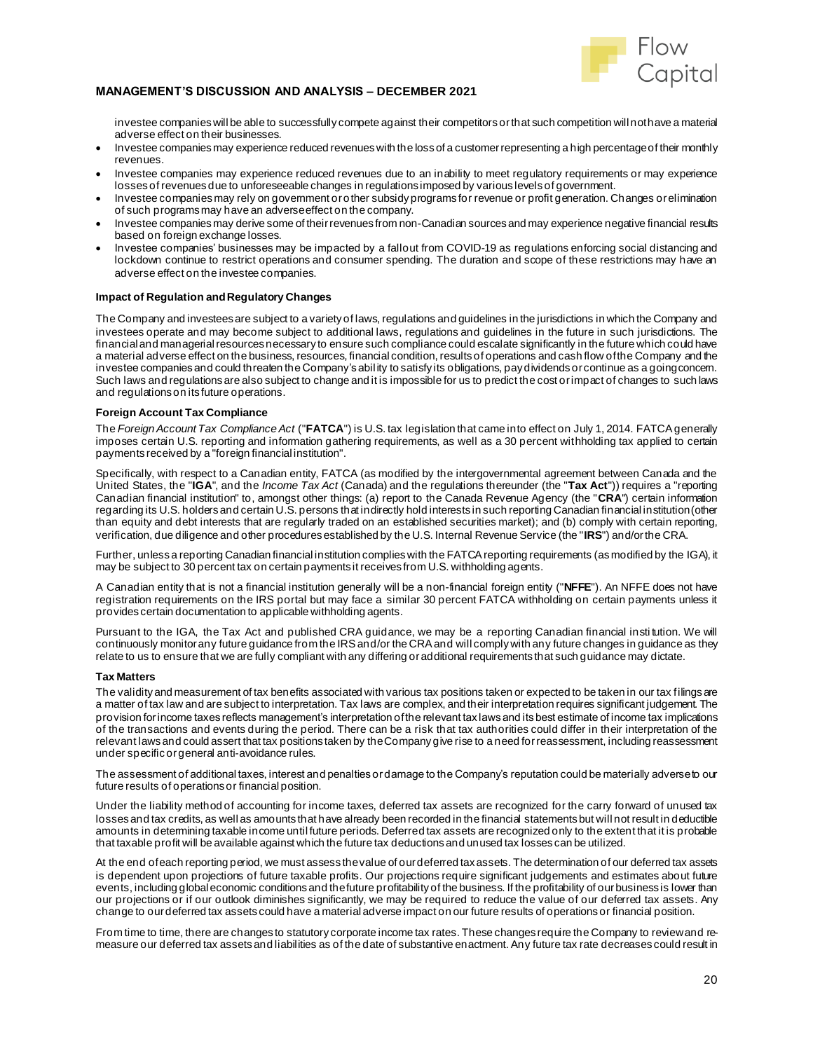investee companies will be able to successfully compete against their competitors or that such competition will not have a material adverse effect on their businesses.

- Investee companies may experience reduced revenues with the loss of a customer representing a high percentage of their monthly revenues.
- Investee companies may experience reduced revenues due to an inability to meet regulatory requirements or may experience losses of revenues due to unforeseeable changes in regulations imposed by various levels of government.
- Investee companies may rely on government or other subsidy programs for revenue or profit generation. Changes or elimination of such programs may have an adverse effect on the company.
- Investee companies may derive some of their revenues from non-Canadian sources and may experience negative financial results based on foreign exchange losses.
- Investee companies' businesses may be impacted by a fallout from COVID-19 as regulations enforcing social distancing and lockdown continue to restrict operations and consumer spending. The duration and scope of these restrictions may have an adverse effect on the investee companies.

**Impact of Regulation and Regulatory Changes**

The Company and investees are subject to a variety of laws, regulations and guidelines in the jurisdictions in which the Company and investees operate and may become subject to additional laws, regulations and guidelines in the future in such jurisdictions. The financial and managerial resources necessary to ensure such compliance could escalate significantly in the future which could have a material adverse effect on the business, resources, financial condition, results of operations and cash flow of the Company and the investee companies and could threaten the Company's ability to satisfy its obligations, pay dividends or continue as a going concern. Such laws and regulations are also subject to change and it is impossible for us to predict the cost or impact of changes to such laws and regulations on its future operations.

**Foreign Account Tax Compliance**

The *Foreign Account Tax Compliance Act* ("**FATCA**") is U.S. tax legislation that came into effect on July 1, 2014. FATCA generally imposes certain U.S. reporting and information gathering requirements, as well as a 30 percent withholding tax applied to certain payments received by a "foreign financial institution".

Specifically, with respect to a Canadian entity, FATCA (as modified by the intergovernmental agreement between Canada and the United States, the "**IGA**", and the *Income Tax Act* (Canada) and the regulations thereunder (the "**Tax Act**")) requires a "reporting Canadian financial institution" to, amongst other things: (a) report to the Canada Revenue Agency (the "**CRA**") certain information regarding its U.S. holders and certain U.S. persons that indirectly hold interests in such reporting Canadian financial institution (other than equity and debt interests that are regularly traded on an established securities market); and (b) comply with certain reporting, verification, due diligence and other procedures established by the U.S. Internal Revenue Service (the "**IRS**") and/or the CRA.

Further, unless a reporting Canadian financial institution complies with the FATCA reporting requirements (as modified by the IGA), it may be subject to 30 percent tax on certain payments it receives from U.S. withholding agents.

A Canadian entity that is not a financial institution generally will be a non-financial foreign entity ("**NFFE**"). An NFFE does not have registration requirements on the IRS portal but may face a similar 30 percent FATCA withholding on certain payments unless it provides certain documentation to applicable withholding agents.

Pursuant to the IGA, the Tax Act and published CRA guidance, we may be a reporting Canadian financial institution. We will continuously monitor any future guidance from the IRS and/or the CRA and will comply with any future changes in guidance as they relate to us to ensure that we are fully compliant with any differing or additional requirements that such guidance may dictate.

**Tax Matters**

The validity and measurement of tax benefits associated with various tax positions taken or expected to be taken in our tax filings are a matter of tax law and are subject to interpretation. Tax laws are complex, and their interpretation requires significant judgement. The provision for income taxes reflects management's interpretation of the relevant tax laws and its best estimate of income tax implications of the transactions and events during the period. There can be a risk that tax authorities could differ in their interpretation of the relevant laws and could assert that tax positions taken by the Company give rise to a need for reassessment, including reassessment under specific or general anti-avoidance rules.

The assessment of additional taxes, interest and penalties or damage to the Company's reputation could be materially adverse to our future results of operations or financial position.

Under the liability method of accounting for income taxes, deferred tax assets are recognized for the carry forward of unused tax losses and tax credits, as well as amounts that have already been recorded in the financial statements but will not result in deductible amounts in determining taxable income until future periods. Deferred tax assets are recognized only to the extent that it is probable that taxable profit will be available against which the future tax deductions and unused tax losses can be utilized.

At the end of each reporting period, we must assess the value of our deferred tax assets. The determination of our deferred tax assets is dependent upon projections of future taxable profits. Our projections require significant judgements and estimates about future events, including global economic conditions and the future profitability of the business. If the profitability of our business is lower than our projections or if our outlook diminishes significantly, we may be required to reduce the value of our deferred tax assets. Any change to our deferred tax assets could have a material adverse impact on our future results of operations or financial position.

From time to time, there are changes to statutory corporate income tax rates. These changes require the Company to review and re-measure our deferred tax assets and liabilities as of the date of substantive enactment. Any future tax rate decreases could result in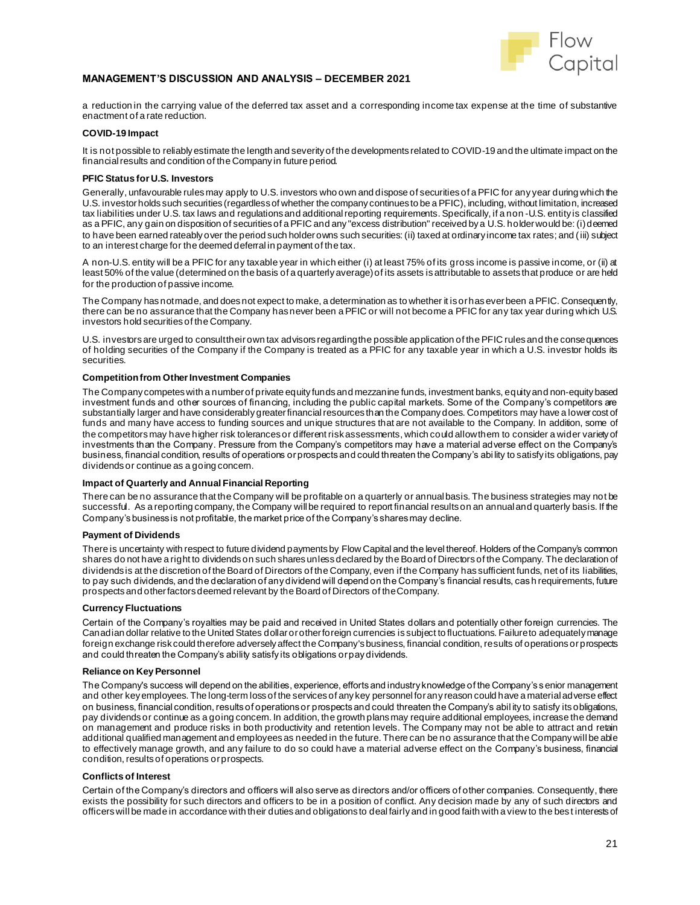a reduction in the carrying value of the deferred tax asset and a corresponding income tax expense at the time of substantive enactment of a rate reduction.

**COVID-19 Impact**

It is not possible to reliably estimate the length and severity of the developments related to COVID-19 and the ultimate impact on the financial results and condition of the Company in future period.

**PFIC Status for U.S. Investors**

Generally, unfavourable rules may apply to U.S. investors who own and dispose of securities of a PFIC for any year during which the U.S. investor holds such securities (regardless of whether the company continues to be a PFIC), including, without limitation, increased tax liabilities under U.S. tax laws and regulations and additional reporting requirements. Specifically, if a non-U.S. entity is classified as a PFIC, any gain on disposition of securities of a PFIC and any "excess distribution" received by a U.S. holder would be: (i) deemed to have been earned rateably over the period such holder owns such securities: (ii) taxed at ordinary income tax rates; and (iii) subject to an interest charge for the deemed deferral in payment of the tax.

A non-U.S. entity will be a PFIC for any taxable year in which either (i) at least 75% of its gross income is passive income, or (ii) at least 50% of the value (determined on the basis of a quarterly average) of its assets is attributable to assets that produce or are held for the production of passive income.

The Company has not made, and does not expect to make, a determination as to whether it is or has ever been a PFIC. Consequently, there can be no assurance that the Company has never been a PFIC or will not become a PFIC for any tax year during which U.S. investors hold securities of the Company.

U.S. investors are urged to consult their own tax advisors regarding the possible application of the PFIC rules and the consequences of holding securities of the Company if the Company is treated as a PFIC for any taxable year in which a U.S. investor holds its securities.

**Competition from Other Investment Companies**

The Company competes with a number of private equity funds and mezzanine funds, investment banks, equity and non-equity based investment funds and other sources of financing, including the public capital markets. Some of the Company's competitors are substantially larger and have considerably greater financial resources than the Company does. Competitors may have a lower cost of funds and many have access to funding sources and unique structures that are not available to the Company. In addition, some of the competitors may have higher risk tolerances or different risk assessments, which could allow them to consider a wider variety of investments than the Company. Pressure from the Company's competitors may have a material adverse effect on the Company's business, financial condition, results of operations or prospects and could threaten the Company's ability to satisfy its obligations, pay dividends or continue as a going concern.

**Impact of Quarterly and Annual Financial Reporting**

There can be no assurance that the Company will be profitable on a quarterly or annual basis. The business strategies may not be successful. As a reporting company, the Company will be required to report financial results on an annual and quarterly basis. If the Company's business is not profitable, the market price of the Company's shares may decline.

**Payment of Dividends**

There is uncertainty with respect to future dividend payments by Flow Capital and the level thereof. Holders of the Company's common shares do not have a right to dividends on such shares unless declared by the Board of Directors of the Company. The declaration of dividends is at the discretion of the Board of Directors of the Company, even if the Company has sufficient funds, net of its liabilities, to pay such dividends, and the declaration of any dividend will depend on the Company's financial results, cash requirements, future prospects and other factors deemed relevant by the Board of Directors of the Company.

**Currency Fluctuations**

Certain of the Company's royalties may be paid and received in United States dollars and potentially other foreign currencies. The Canadian dollar relative to the United States dollar or other foreign currencies is subject to fluctuations. Failure to adequately manage foreign exchange risk could therefore adversely affect the Company's business, financial condition, results of operations or prospects and could threaten the Company's ability satisfy its obligations or pay dividends.

**Reliance on Key Personnel**

The Company's success will depend on the abilities, experience, efforts and industry knowledge of the Company's senior management and other key employees. The long-term loss of the services of any key personnel for any reason could have a material adverse effect on business, financial condition, results of operations or prospects and could threaten the Company's ability to satisfy its obligations, pay dividends or continue as a going concern. In addition, the growth plans may require additional employees, increase the demand on management and produce risks in both productivity and retention levels. The Company may not be able to attract and retain additional qualified management and employees as needed in the future. There can be no assurance that the Company will be able to effectively manage growth, and any failure to do so could have a material adverse effect on the Company's business, financial condition, results of operations or prospects.

**Conflicts of Interest**

Certain of the Company's directors and officers will also serve as directors and/or officers of other companies. Consequently, there exists the possibility for such directors and officers to be in a position of conflict. Any decision made by any of such directors and officers will be made in accordance with their duties and obligations to deal fairly and in good faith with a view to the best interests of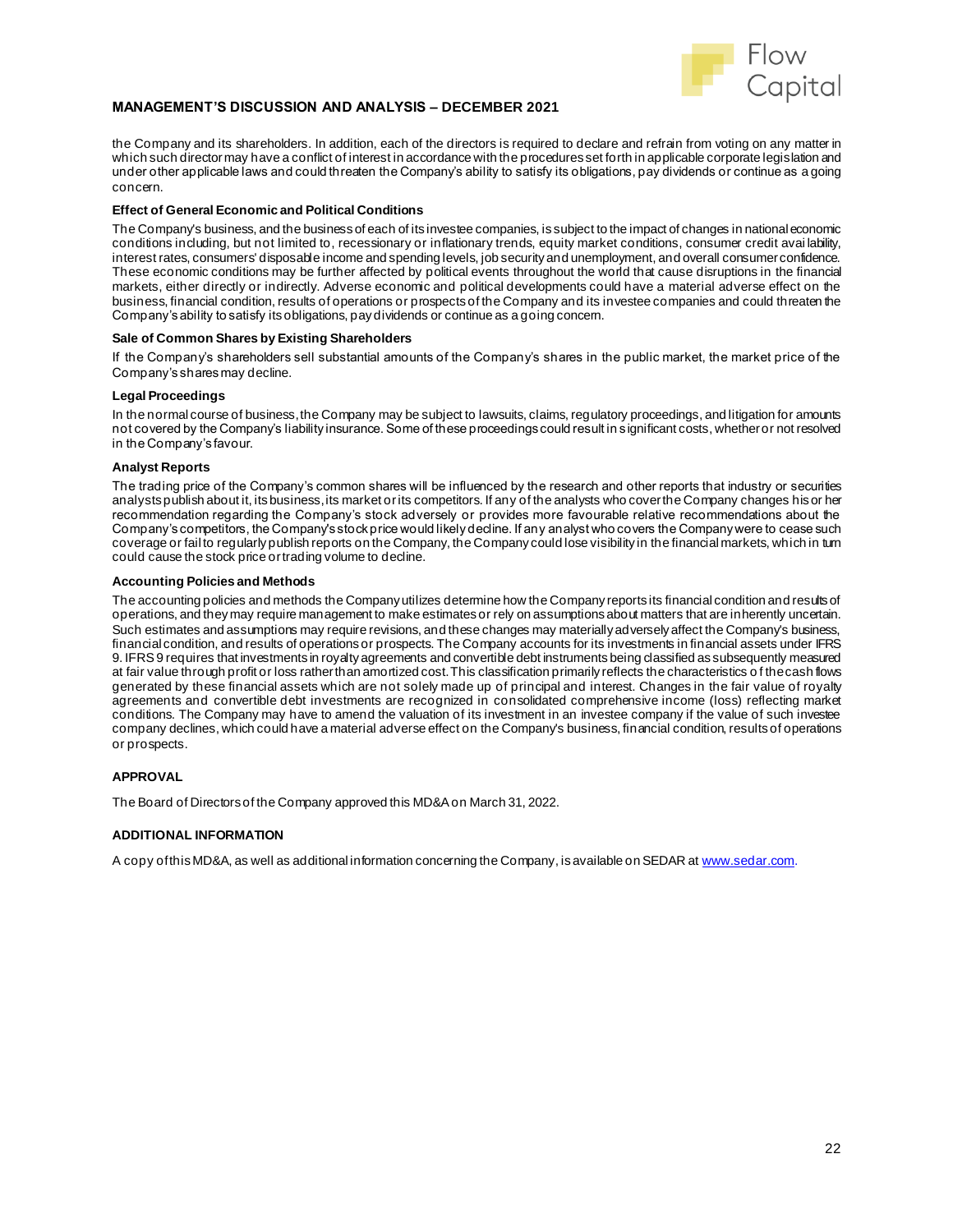the Company and its shareholders. In addition, each of the directors is required to declare and refrain from voting on any matter in which such director may have a conflict of interest in accordance with the procedures set forth in applicable corporate legislation and under other applicable laws and could threaten the Company's ability to satisfy its obligations, pay dividends or continue as a going concern.

**Effect of General Economic and Political Conditions**

The Company's business, and the business of each of its investee companies, is subject to the impact of changes in national economic conditions including, but not limited to, recessionary or inflationary trends, equity market conditions, consumer credit availability, interest rates, consumers' disposable income and spending levels, job security and unemployment, and overall consumer confidence. These economic conditions may be further affected by political events throughout the world that cause disruptions in the financial markets, either directly or indirectly. Adverse economic and political developments could have a material adverse effect on the business, financial condition, results of operations or prospects of the Company and its investee companies and could threaten the Company's ability to satisfy its obligations, pay dividends or continue as a going concern.

**Sale of Common Shares by Existing Shareholders**

If the Company's shareholders sell substantial amounts of the Company's shares in the public market, the market price of the Company's shares may decline.

**Legal Proceedings**

In the normal course of business, the Company may be subject to lawsuits, claims, regulatory proceedings, and litigation for amounts not covered by the Company's liability insurance. Some of these proceedings could result in significant costs, whether or not resolved in the Company's favour.

**Analyst Reports**

The trading price of the Company's common shares will be influenced by the research and other reports that industry or securities analysts publish about it, its business, its market or its competitors. If any of the analysts who cover the Company changes his or her recommendation regarding the Company's stock adversely or provides more favourable relative recommendations about the Company's competitors, the Company's stock price would likely decline. If any analyst who covers the Company were to cease such coverage or fail to regularly publish reports on the Company, the Company could lose visibility in the financial markets, which in turn could cause the stock price or trading volume to decline.

**Accounting Policies and Methods**

The accounting policies and methods the Company utilizes determine how the Company reports its financial condition and results of operations, and they may require management to make estimates or rely on assumptions about matters that are inherently uncertain. Such estimates and assumptions may require revisions, and these changes may materially adversely affect the Company's business, financial condition, and results of operations or prospects. The Company accounts for its investments in financial assets under IFRS 9. IFRS 9 requires that investments in royalty agreements and convertible debt instruments being classified as subsequently measured at fair value through profit or loss rather than amortized cost. This classification primarily reflects the characteristics of the cash flows generated by these financial assets which are not solely made up of principal and interest. Changes in the fair value of royalty agreements and convertible debt investments are recognized in consolidated comprehensive income (loss) reflecting market conditions. The Company may have to amend the valuation of its investment in an investee company if the value of such investee company declines, which could have a material adverse effect on the Company's business, financial condition, results of operations or prospects.

## APPROVAL

The Board of Directors of the Company approved this MD&A on March 31, 2022.

## ADDITIONAL INFORMATION

A copy of this MD&A, as well as additional information concerning the Company, is available on SEDAR at www.sedar.com.